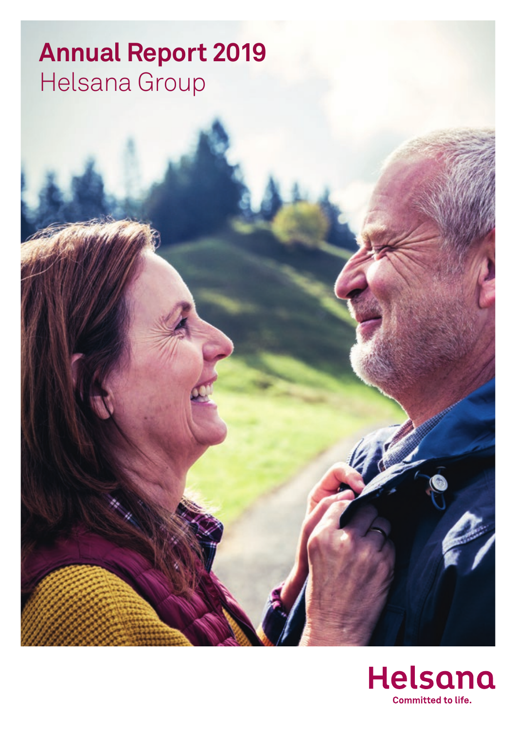# Annual Report 2019

Helsana Group

Helsana

Committed to life.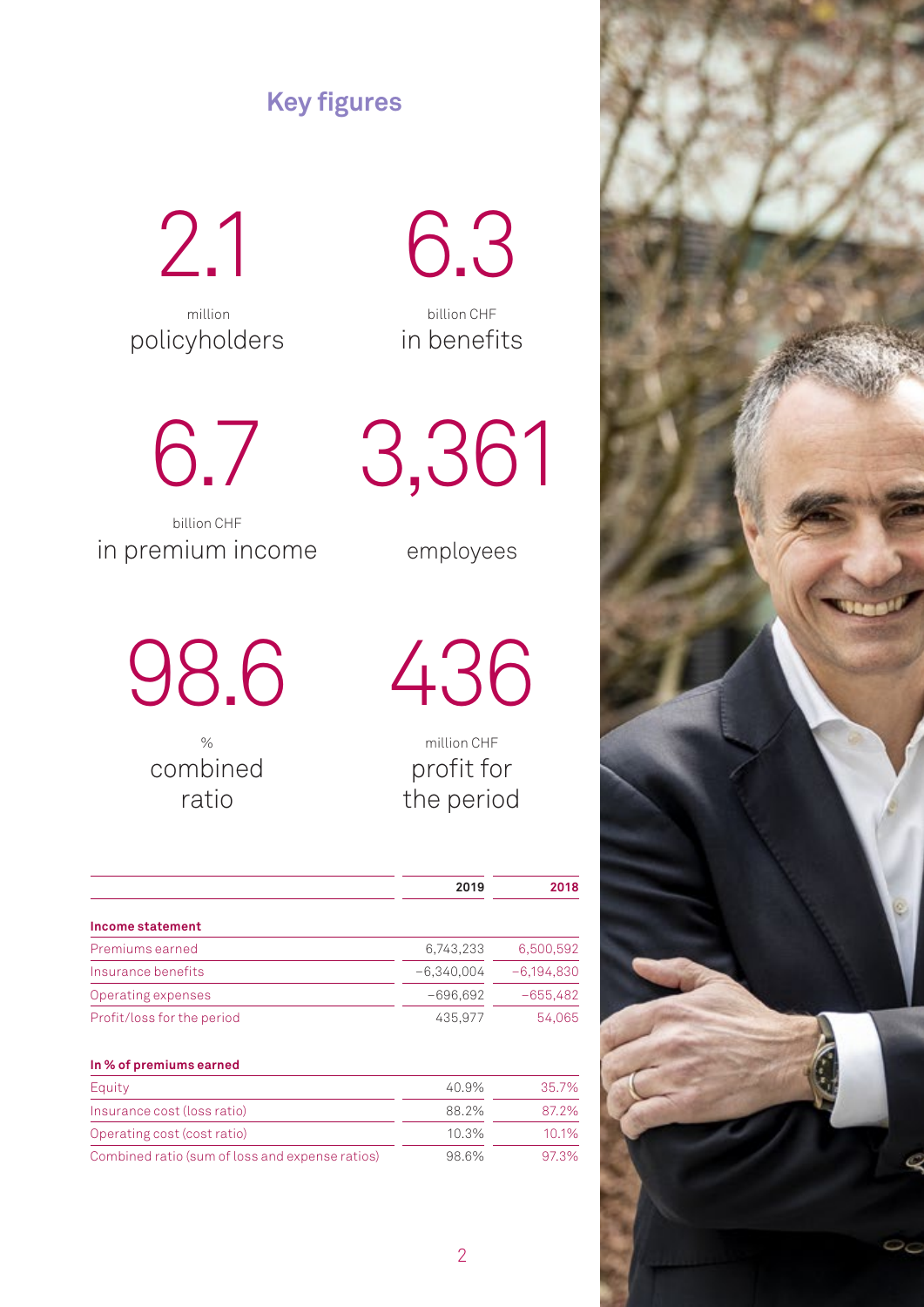# Key figures

**2.1** million policyholders

**6.3** billion CHF in benefits

**6.7** billion CHF in premium income

**3,361** employees

**98.6** % combined ratio

**436** million CHF profit for the period

| | 2019 | 2018 |
|---|---|---|
| **Income statement** | | |
| Premiums earned | 6,743,233 | 6,500,592 |
| Insurance benefits | −6,340,004 | −6,194,830 |
| Operating expenses | −696,692 | −655,482 |
| Profit/loss for the period | 435,977 | 54,065 |
| **In % of premiums earned** | | |
| Equity | 40.9% | 35.7% |
| Insurance cost (loss ratio) | 88.2% | 87.2% |
| Operating cost (cost ratio) | 10.3% | 10.1% |
| Combined ratio (sum of loss and expense ratios) | 98.6% | 97.3% |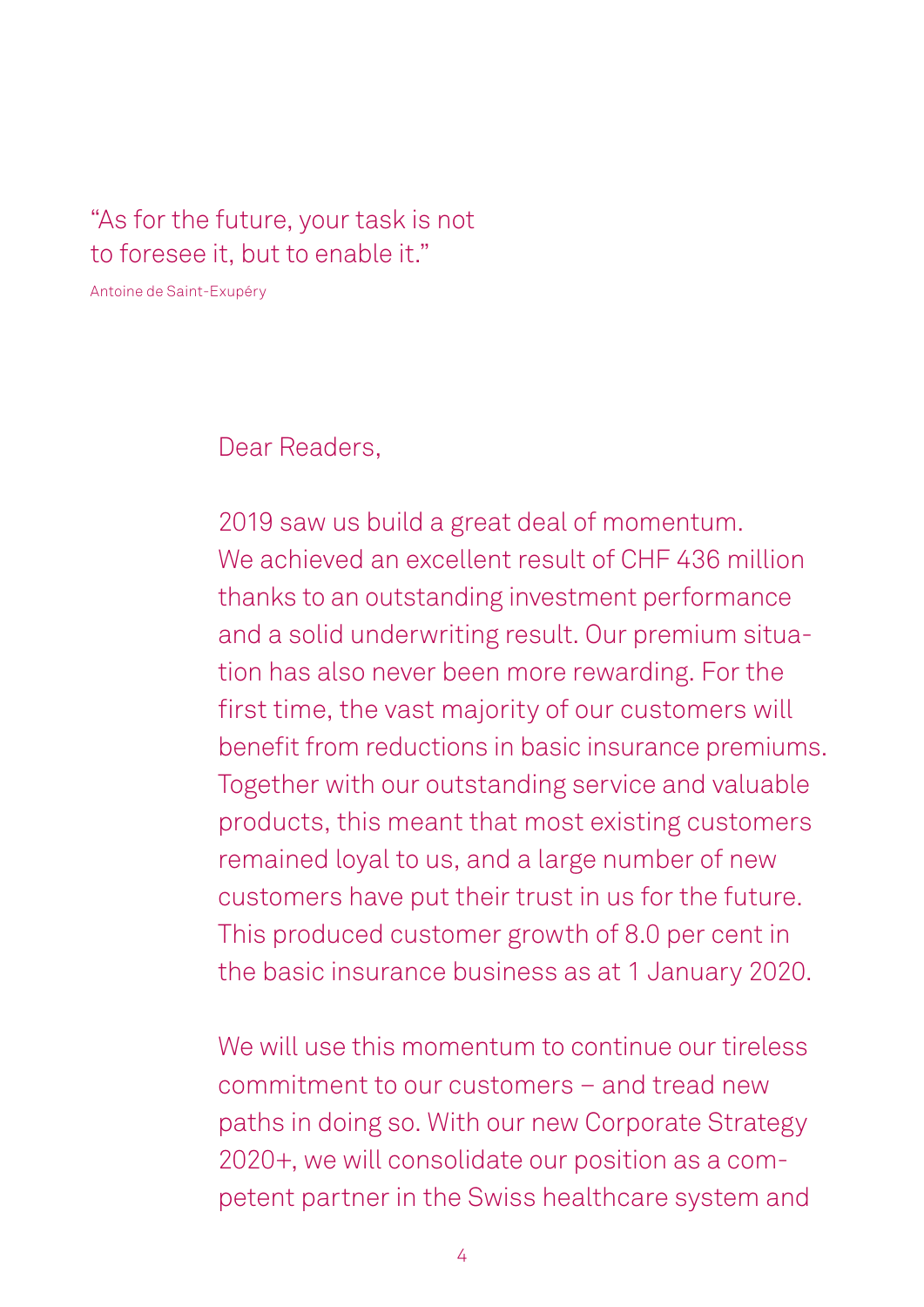"As for the future, your task is not to foresee it, but to enable it."

Antoine de Saint-Exupéry

Dear Readers,

2019 saw us build a great deal of momentum. We achieved an excellent result of CHF 436 million thanks to an outstanding investment performance and a solid underwriting result. Our premium situation has also never been more rewarding. For the first time, the vast majority of our customers will benefit from reductions in basic insurance premiums. Together with our outstanding service and valuable products, this meant that most existing customers remained loyal to us, and a large number of new customers have put their trust in us for the future. This produced customer growth of 8.0 per cent in the basic insurance business as at 1 January 2020.

We will use this momentum to continue our tireless commitment to our customers – and tread new paths in doing so. With our new Corporate Strategy 2020+, we will consolidate our position as a competent partner in the Swiss healthcare system and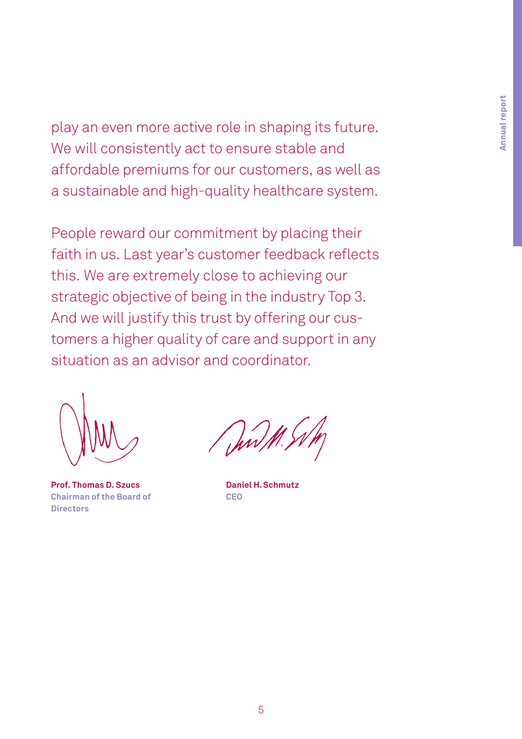play an even more active role in shaping its future. We will consistently act to ensure stable and affordable premiums for our customers, as well as a sustainable and high-quality healthcare system.

People reward our commitment by placing their faith in us. Last year's customer feedback reflects this. We are extremely close to achieving our strategic objective of being in the industry Top 3. And we will justify this trust by offering our customers a higher quality of care and support in any situation as an advisor and coordinator.

**Prof. Thomas D. Szucs**
Chairman of the Board of Directors

**Daniel H. Schmutz**
CEO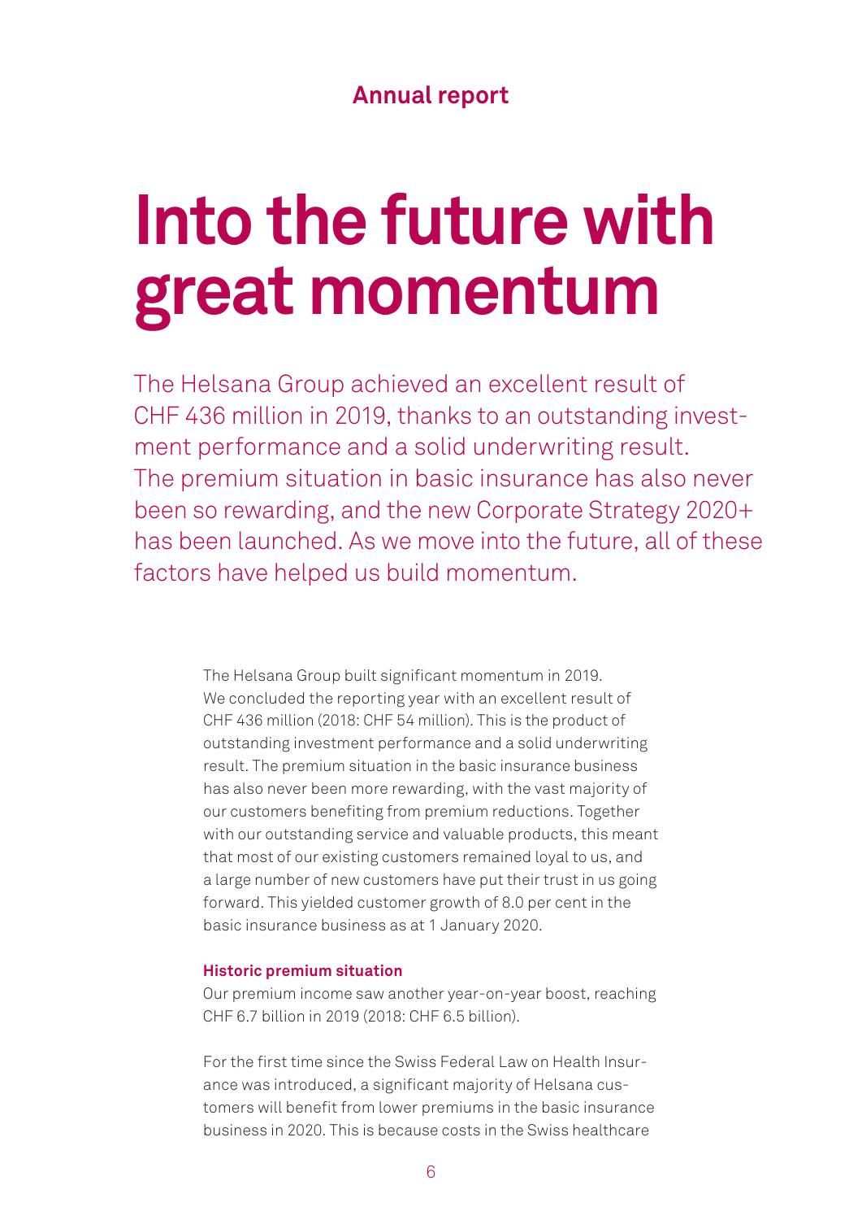**Annual report**

# Into the future with great momentum

The Helsana Group achieved an excellent result of CHF 436 million in 2019, thanks to an outstanding investment performance and a solid underwriting result. The premium situation in basic insurance has also never been so rewarding, and the new Corporate Strategy 2020+ has been launched. As we move into the future, all of these factors have helped us build momentum.

The Helsana Group built significant momentum in 2019. We concluded the reporting year with an excellent result of CHF 436 million (2018: CHF 54 million). This is the product of outstanding investment performance and a solid underwriting result. The premium situation in the basic insurance business has also never been more rewarding, with the vast majority of our customers benefiting from premium reductions. Together with our outstanding service and valuable products, this meant that most of our existing customers remained loyal to us, and a large number of new customers have put their trust in us going forward. This yielded customer growth of 8.0 per cent in the basic insurance business as at 1 January 2020.

### Historic premium situation

Our premium income saw another year-on-year boost, reaching CHF 6.7 billion in 2019 (2018: CHF 6.5 billion).

For the first time since the Swiss Federal Law on Health Insurance was introduced, a significant majority of Helsana customers will benefit from lower premiums in the basic insurance business in 2020. This is because costs in the Swiss healthcare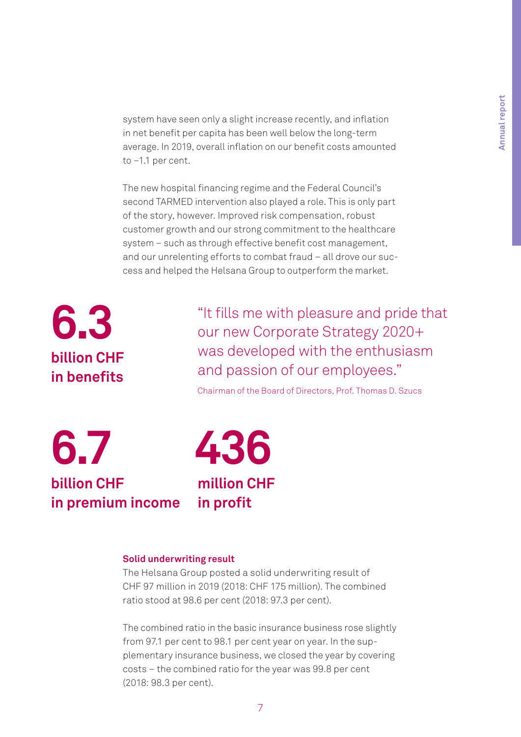system have seen only a slight increase recently, and inflation in net benefit per capita has been well below the long-term average. In 2019, overall inflation on our benefit costs amounted to −1.1 per cent.

The new hospital financing regime and the Federal Council's second TARMED intervention also played a role. This is only part of the story, however. Improved risk compensation, robust customer growth and our strong commitment to the healthcare system – such as through effective benefit cost management, and our unrelenting efforts to combat fraud – all drove our success and helped the Helsana Group to outperform the market.

**6.3**
**billion CHF in benefits**

> "It fills me with pleasure and pride that our new Corporate Strategy 2020+ was developed with the enthusiasm and passion of our employees."
>
> Chairman of the Board of Directors, Prof. Thomas D. Szucs

**6.7**
**billion CHF in premium income**

**436**
**million CHF in profit**

**Solid underwriting result**

The Helsana Group posted a solid underwriting result of CHF 97 million in 2019 (2018: CHF 175 million). The combined ratio stood at 98.6 per cent (2018: 97.3 per cent).

The combined ratio in the basic insurance business rose slightly from 97.1 per cent to 98.1 per cent year on year. In the supplementary insurance business, we closed the year by covering costs – the combined ratio for the year was 99.8 per cent (2018: 98.3 per cent).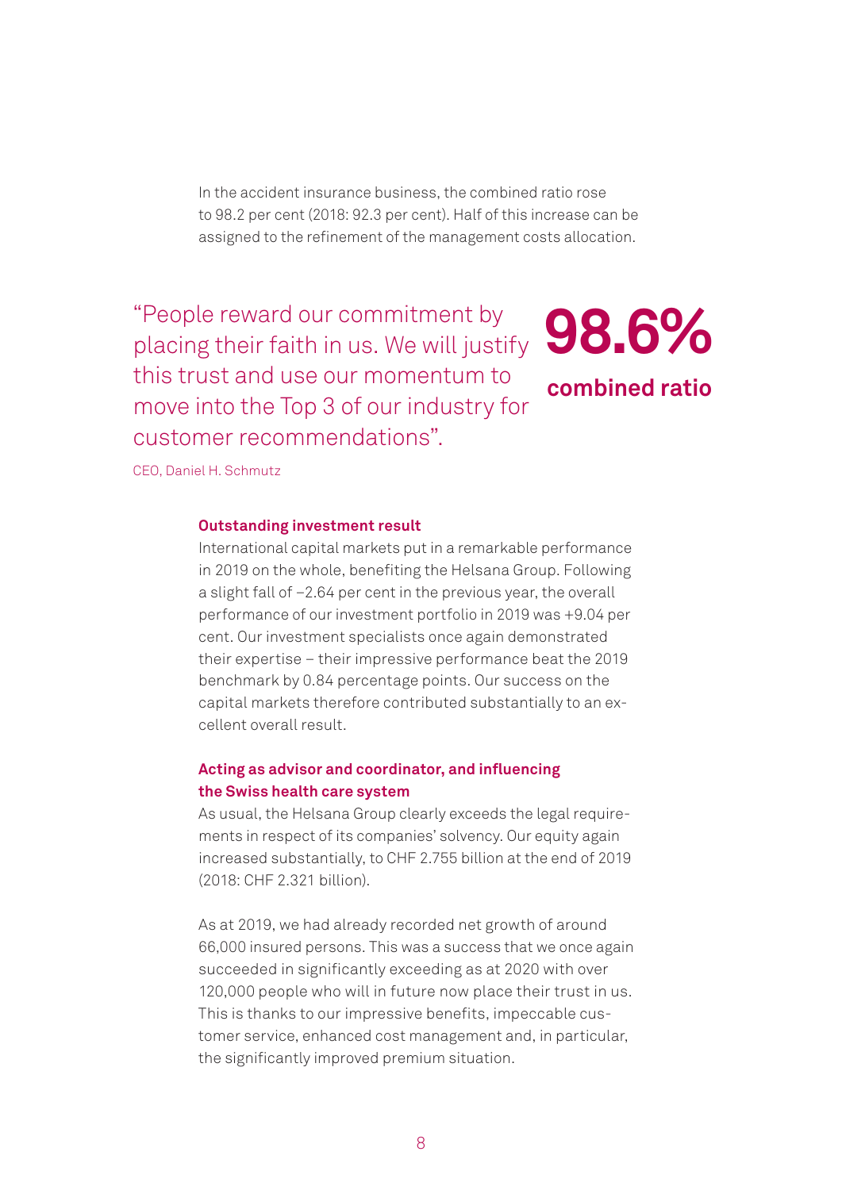In the accident insurance business, the combined ratio rose to 98.2 per cent (2018: 92.3 per cent). Half of this increase can be assigned to the refinement of the management costs allocation.

> "People reward our commitment by placing their faith in us. We will justify this trust and use our momentum to move into the Top 3 of our industry for customer recommendations".
>
> CEO, Daniel H. Schmutz

**98.6%**
**combined ratio**

**Outstanding investment result**

International capital markets put in a remarkable performance in 2019 on the whole, benefiting the Helsana Group. Following a slight fall of –2.64 per cent in the previous year, the overall performance of our investment portfolio in 2019 was +9.04 per cent. Our investment specialists once again demonstrated their expertise – their impressive performance beat the 2019 benchmark by 0.84 percentage points. Our success on the capital markets therefore contributed substantially to an excellent overall result.

**Acting as advisor and coordinator, and influencing the Swiss health care system**

As usual, the Helsana Group clearly exceeds the legal requirements in respect of its companies' solvency. Our equity again increased substantially, to CHF 2.755 billion at the end of 2019 (2018: CHF 2.321 billion).

As at 2019, we had already recorded net growth of around 66,000 insured persons. This was a success that we once again succeeded in significantly exceeding as at 2020 with over 120,000 people who will in future now place their trust in us. This is thanks to our impressive benefits, impeccable customer service, enhanced cost management and, in particular, the significantly improved premium situation.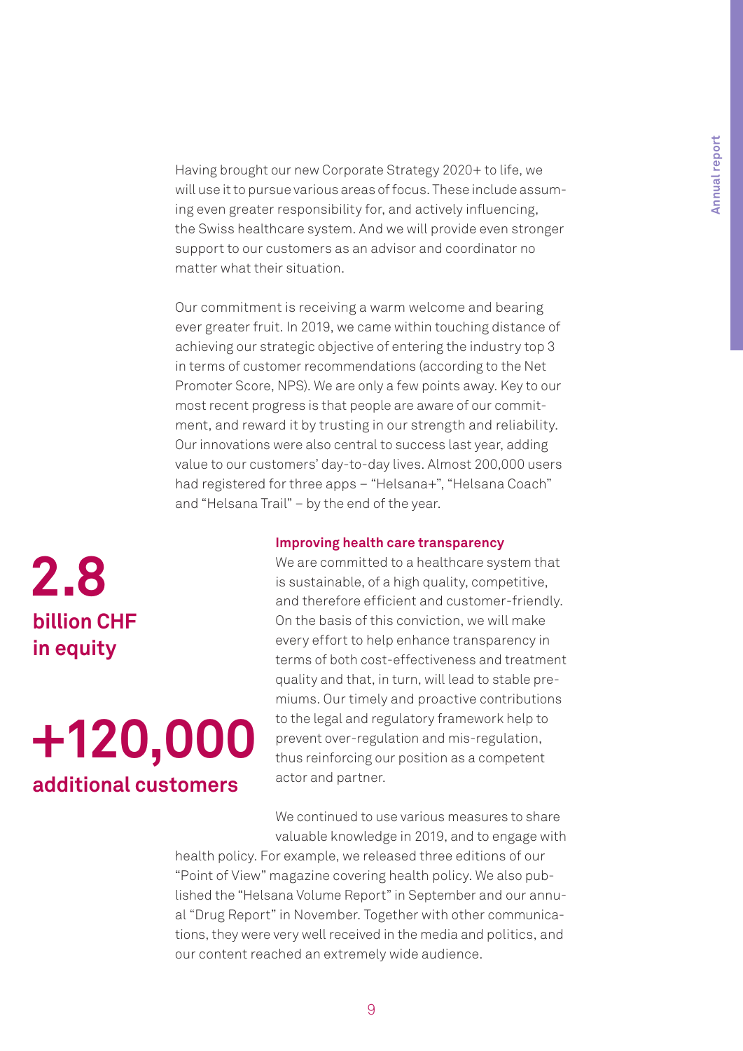Having brought our new Corporate Strategy 2020+ to life, we will use it to pursue various areas of focus. These include assuming even greater responsibility for, and actively influencing, the Swiss healthcare system. And we will provide even stronger support to our customers as an advisor and coordinator no matter what their situation.

Our commitment is receiving a warm welcome and bearing ever greater fruit. In 2019, we came within touching distance of achieving our strategic objective of entering the industry top 3 in terms of customer recommendations (according to the Net Promoter Score, NPS). We are only a few points away. Key to our most recent progress is that people are aware of our commitment, and reward it by trusting in our strength and reliability. Our innovations were also central to success last year, adding value to our customers' day-to-day lives. Almost 200,000 users had registered for three apps – "Helsana+", "Helsana Coach" and "Helsana Trail" – by the end of the year.

**2.8**
**billion CHF in equity**

**+120,000**
**additional customers**

### Improving health care transparency

We are committed to a healthcare system that is sustainable, of a high quality, competitive, and therefore efficient and customer-friendly. On the basis of this conviction, we will make every effort to help enhance transparency in terms of both cost-effectiveness and treatment quality and that, in turn, will lead to stable premiums. Our timely and proactive contributions to the legal and regulatory framework help to prevent over-regulation and mis-regulation, thus reinforcing our position as a competent actor and partner.

We continued to use various measures to share valuable knowledge in 2019, and to engage with health policy. For example, we released three editions of our "Point of View" magazine covering health policy. We also published the "Helsana Volume Report" in September and our annual "Drug Report" in November. Together with other communications, they were very well received in the media and politics, and our content reached an extremely wide audience.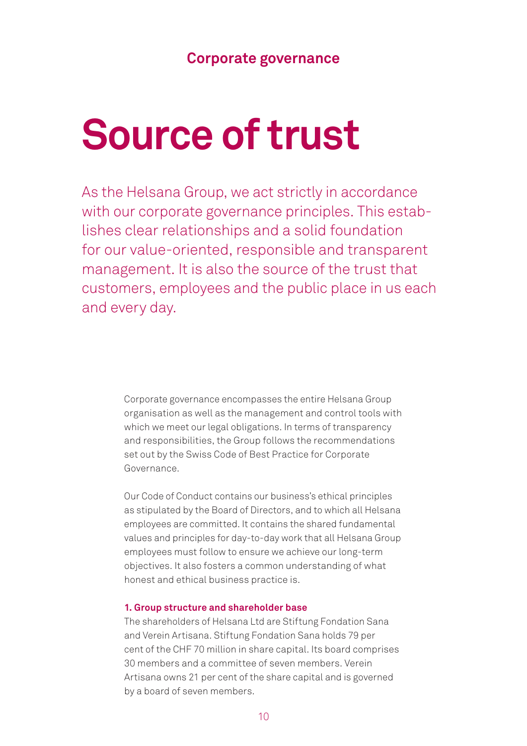## Corporate governance

# Source of trust

As the Helsana Group, we act strictly in accordance with our corporate governance principles. This establishes clear relationships and a solid foundation for our value-oriented, responsible and transparent management. It is also the source of the trust that customers, employees and the public place in us each and every day.

Corporate governance encompasses the entire Helsana Group organisation as well as the management and control tools with which we meet our legal obligations. In terms of transparency and responsibilities, the Group follows the recommendations set out by the Swiss Code of Best Practice for Corporate Governance.

Our Code of Conduct contains our business's ethical principles as stipulated by the Board of Directors, and to which all Helsana employees are committed. It contains the shared fundamental values and principles for day-to-day work that all Helsana Group employees must follow to ensure we achieve our long-term objectives. It also fosters a common understanding of what honest and ethical business practice is.

**1. Group structure and shareholder base**

The shareholders of Helsana Ltd are Stiftung Fondation Sana and Verein Artisana. Stiftung Fondation Sana holds 79 per cent of the CHF 70 million in share capital. Its board comprises 30 members and a committee of seven members. Verein Artisana owns 21 per cent of the share capital and is governed by a board of seven members.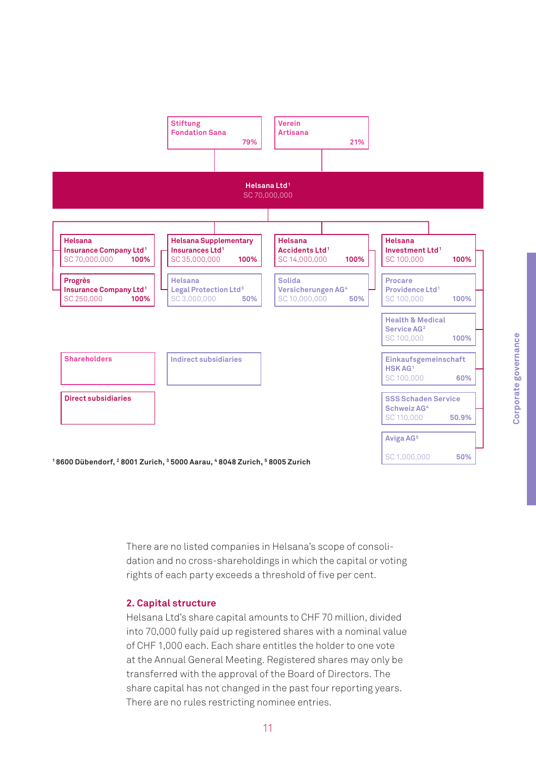**Shareholders**

- Stiftung Fondation Sana – 79%
- Verein Artisana – 21%

**Helsana Ltd**[1]
SC 70,000,000

| Company | Share capital (SC) | Holding |
| --- | --- | --- |
| Helsana Insurance Company Ltd[1] | SC 70,000,000 | 100% |
| Progrès Insurance Company Ltd[1] | SC 250,000 | 100% |
| Helsana Supplementary Insurances Ltd[1] | SC 35,000,000 | 100% |
| Helsana Legal Protection Ltd[3] | SC 3,000,000 | 50% |
| Helsana Accidents Ltd[1] | SC 14,000,000 | 100% |
| Solida Versicherungen AG[4] | SC 10,000,000 | 50% |
| Helsana Investment Ltd[1] | SC 100,000 | 100% |
| Procare Providence Ltd[1] | SC 100,000 | 100% |
| Health & Medical Service AG[2] | SC 100,000 | 100% |
| Einkaufsgemeinschaft HSK AG[1] | SC 100,000 | 60% |
| SSS Schaden Service Schweiz AG[4] | SC 110,000 | 50.9% |
| Aviga AG[5] | SC 1,000,000 | 50% |

Legend: Shareholders; Direct subsidiaries; Indirect subsidiaries

[1] 8600 Dübendorf, [2] 8001 Zurich, [3] 5000 Aarau, [4] 8048 Zurich, [5] 8005 Zurich

There are no listed companies in Helsana's scope of consolidation and no cross-shareholdings in which the capital or voting rights of each party exceeds a threshold of five per cent.

## 2. Capital structure

Helsana Ltd's share capital amounts to CHF 70 million, divided into 70,000 fully paid up registered shares with a nominal value of CHF 1,000 each. Each share entitles the holder to one vote at the Annual General Meeting. Registered shares may only be transferred with the approval of the Board of Directors. The share capital has not changed in the past four reporting years. There are no rules restricting nominee entries.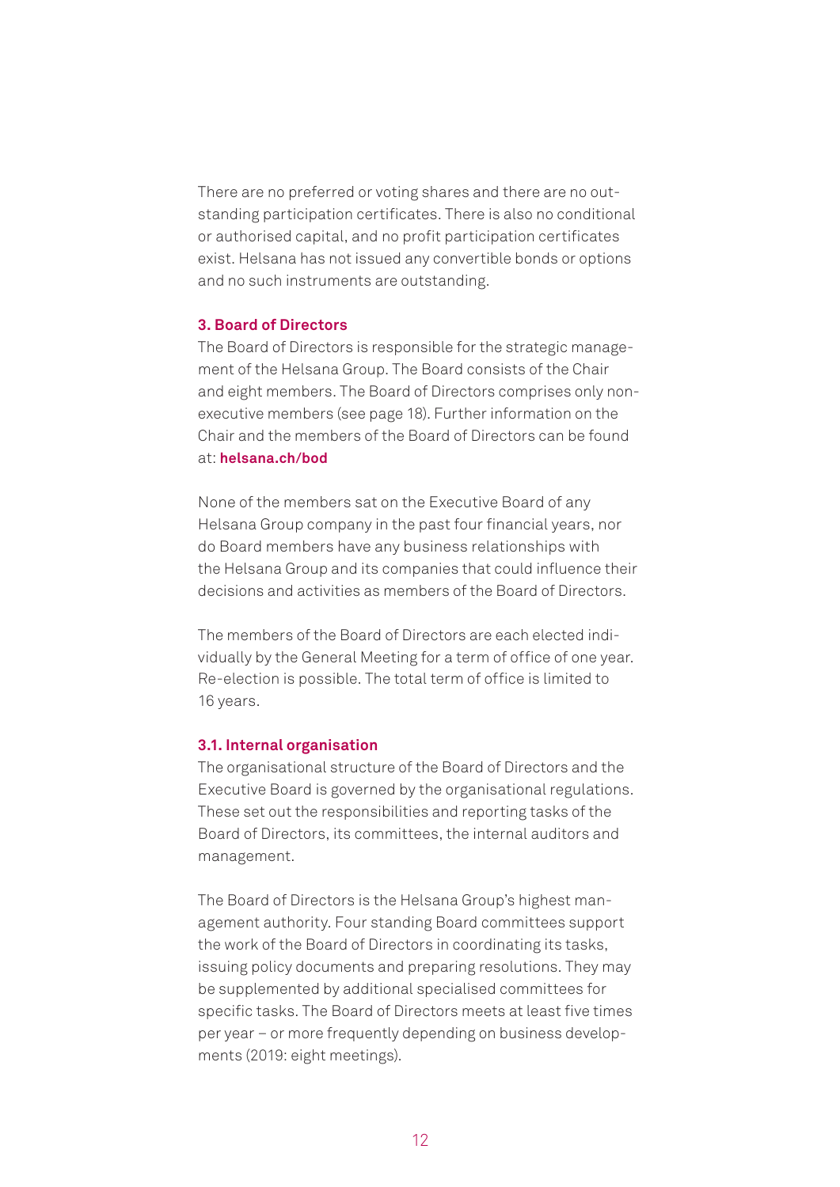There are no preferred or voting shares and there are no outstanding participation certificates. There is also no conditional or authorised capital, and no profit participation certificates exist. Helsana has not issued any convertible bonds or options and no such instruments are outstanding.

## 3. Board of Directors

The Board of Directors is responsible for the strategic management of the Helsana Group. The Board consists of the Chair and eight members. The Board of Directors comprises only non-executive members (see page 18). Further information on the Chair and the members of the Board of Directors can be found at: **helsana.ch/bod**

None of the members sat on the Executive Board of any Helsana Group company in the past four financial years, nor do Board members have any business relationships with the Helsana Group and its companies that could influence their decisions and activities as members of the Board of Directors.

The members of the Board of Directors are each elected individually by the General Meeting for a term of office of one year. Re-election is possible. The total term of office is limited to 16 years.

### 3.1. Internal organisation

The organisational structure of the Board of Directors and the Executive Board is governed by the organisational regulations. These set out the responsibilities and reporting tasks of the Board of Directors, its committees, the internal auditors and management.

The Board of Directors is the Helsana Group's highest management authority. Four standing Board committees support the work of the Board of Directors in coordinating its tasks, issuing policy documents and preparing resolutions. They may be supplemented by additional specialised committees for specific tasks. The Board of Directors meets at least five times per year – or more frequently depending on business developments (2019: eight meetings).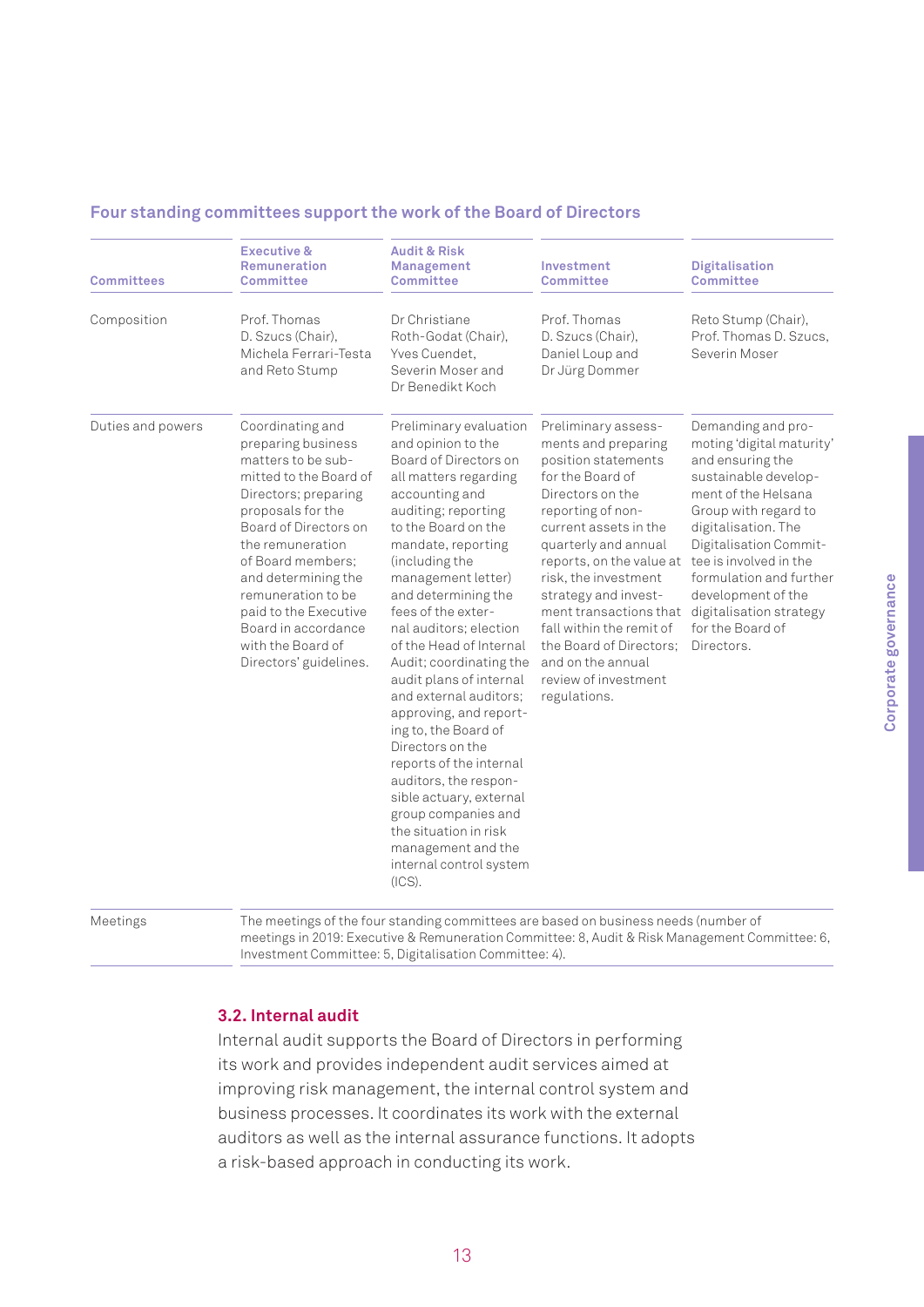### Four standing committees support the work of the Board of Directors

| Committees | Executive & Remuneration Committee | Audit & Risk Management Committee | Investment Committee | Digitalisation Committee |
|---|---|---|---|---|
| Composition | Prof. Thomas D. Szucs (Chair), Michela Ferrari-Testa and Reto Stump | Dr Christiane Roth-Godat (Chair), Yves Cuendet, Severin Moser and Dr Benedikt Koch | Prof. Thomas D. Szucs (Chair), Daniel Loup and Dr Jürg Dommer | Reto Stump (Chair), Prof. Thomas D. Szucs, Severin Moser |
| Duties and powers | Coordinating and preparing business matters to be submitted to the Board of Directors; preparing proposals for the Board of Directors on the remuneration of Board members; and determining the remuneration to be paid to the Executive Board in accordance with the Board of Directors' guidelines. | Preliminary evaluation and opinion to the Board of Directors on all matters regarding accounting and auditing; reporting to the Board on the mandate, reporting (including the management letter) and determining the fees of the external auditors; election of the Head of Internal Audit; coordinating the audit plans of internal and external auditors; approving, and reporting to, the Board of Directors on the reports of the internal auditors, the responsible actuary, external group companies and the situation in risk management and the internal control system (ICS). | Preliminary assessments and preparing position statements for the Board of Directors on the reporting of non-current assets in the quarterly and annual reports, on the value at risk, the investment strategy and investment transactions that fall within the remit of the Board of Directors; and on the annual review of investment regulations. | Demanding and promoting 'digital maturity' and ensuring the sustainable development of the Helsana Group with regard to digitalisation. The Digitalisation Committee is involved in the formulation and further development of the digitalisation strategy for the Board of Directors. |
| Meetings | The meetings of the four standing committees are based on business needs (number of meetings in 2019: Executive & Remuneration Committee: 8, Audit & Risk Management Committee: 6, Investment Committee: 5, Digitalisation Committee: 4). | | | |

## 3.2. Internal audit

Internal audit supports the Board of Directors in performing its work and provides independent audit services aimed at improving risk management, the internal control system and business processes. It coordinates its work with the external auditors as well as the internal assurance functions. It adopts a risk-based approach in conducting its work.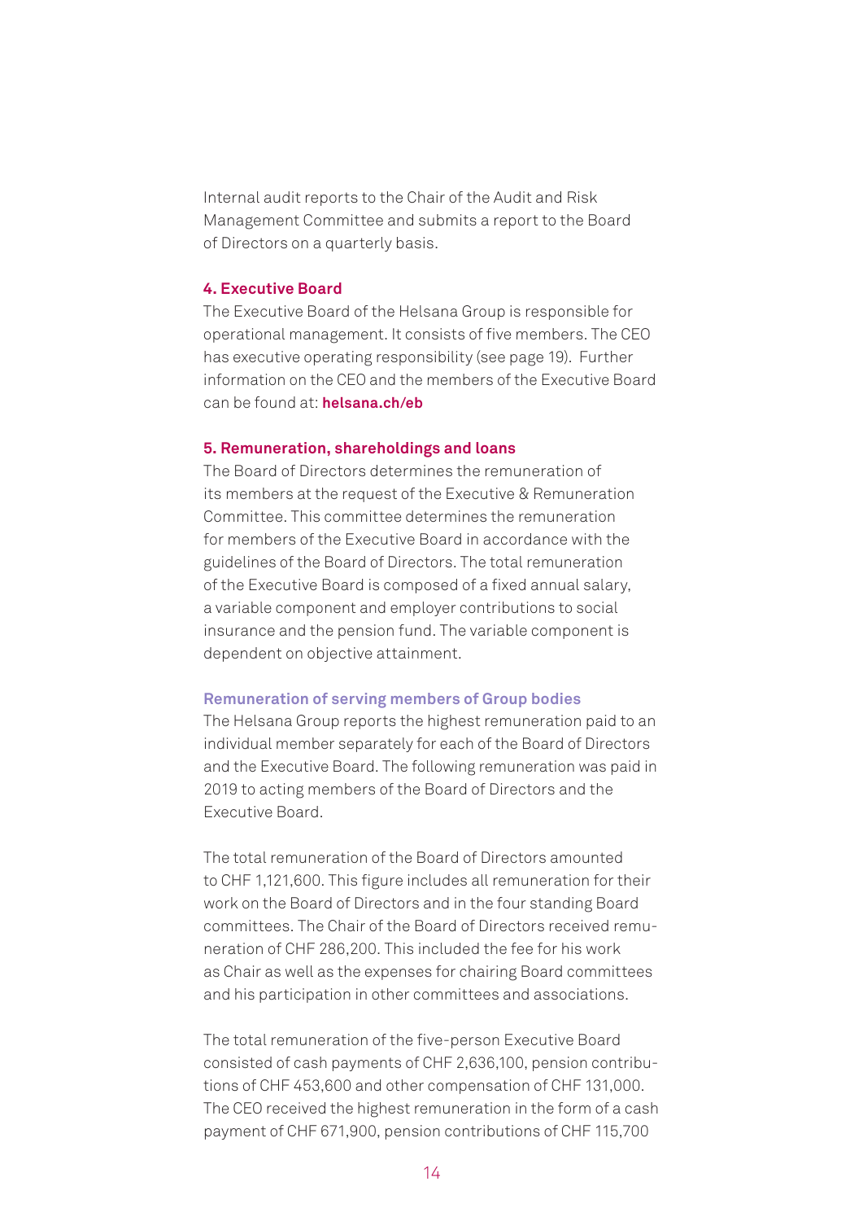Internal audit reports to the Chair of the Audit and Risk Management Committee and submits a report to the Board of Directors on a quarterly basis.

## 4. Executive Board

The Executive Board of the Helsana Group is responsible for operational management. It consists of five members. The CEO has executive operating responsibility (see page 19). Further information on the CEO and the members of the Executive Board can be found at: **helsana.ch/eb**

## 5. Remuneration, shareholdings and loans

The Board of Directors determines the remuneration of its members at the request of the Executive & Remuneration Committee. This committee determines the remuneration for members of the Executive Board in accordance with the guidelines of the Board of Directors. The total remuneration of the Executive Board is composed of a fixed annual salary, a variable component and employer contributions to social insurance and the pension fund. The variable component is dependent on objective attainment.

### Remuneration of serving members of Group bodies

The Helsana Group reports the highest remuneration paid to an individual member separately for each of the Board of Directors and the Executive Board. The following remuneration was paid in 2019 to acting members of the Board of Directors and the Executive Board.

The total remuneration of the Board of Directors amounted to CHF 1,121,600. This figure includes all remuneration for their work on the Board of Directors and in the four standing Board committees. The Chair of the Board of Directors received remuneration of CHF 286,200. This included the fee for his work as Chair as well as the expenses for chairing Board committees and his participation in other committees and associations.

The total remuneration of the five-person Executive Board consisted of cash payments of CHF 2,636,100, pension contributions of CHF 453,600 and other compensation of CHF 131,000. The CEO received the highest remuneration in the form of a cash payment of CHF 671,900, pension contributions of CHF 115,700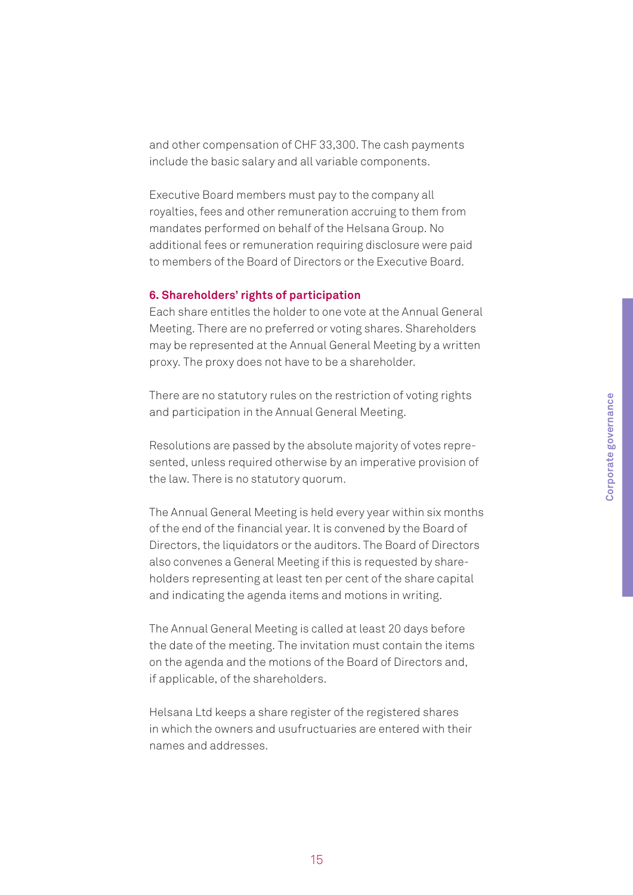and other compensation of CHF 33,300. The cash payments include the basic salary and all variable components.

Executive Board members must pay to the company all royalties, fees and other remuneration accruing to them from mandates performed on behalf of the Helsana Group. No additional fees or remuneration requiring disclosure were paid to members of the Board of Directors or the Executive Board.

## 6. Shareholders' rights of participation

Each share entitles the holder to one vote at the Annual General Meeting. There are no preferred or voting shares. Shareholders may be represented at the Annual General Meeting by a written proxy. The proxy does not have to be a shareholder.

There are no statutory rules on the restriction of voting rights and participation in the Annual General Meeting.

Resolutions are passed by the absolute majority of votes represented, unless required otherwise by an imperative provision of the law. There is no statutory quorum.

The Annual General Meeting is held every year within six months of the end of the financial year. It is convened by the Board of Directors, the liquidators or the auditors. The Board of Directors also convenes a General Meeting if this is requested by shareholders representing at least ten per cent of the share capital and indicating the agenda items and motions in writing.

The Annual General Meeting is called at least 20 days before the date of the meeting. The invitation must contain the items on the agenda and the motions of the Board of Directors and, if applicable, of the shareholders.

Helsana Ltd keeps a share register of the registered shares in which the owners and usufructuaries are entered with their names and addresses.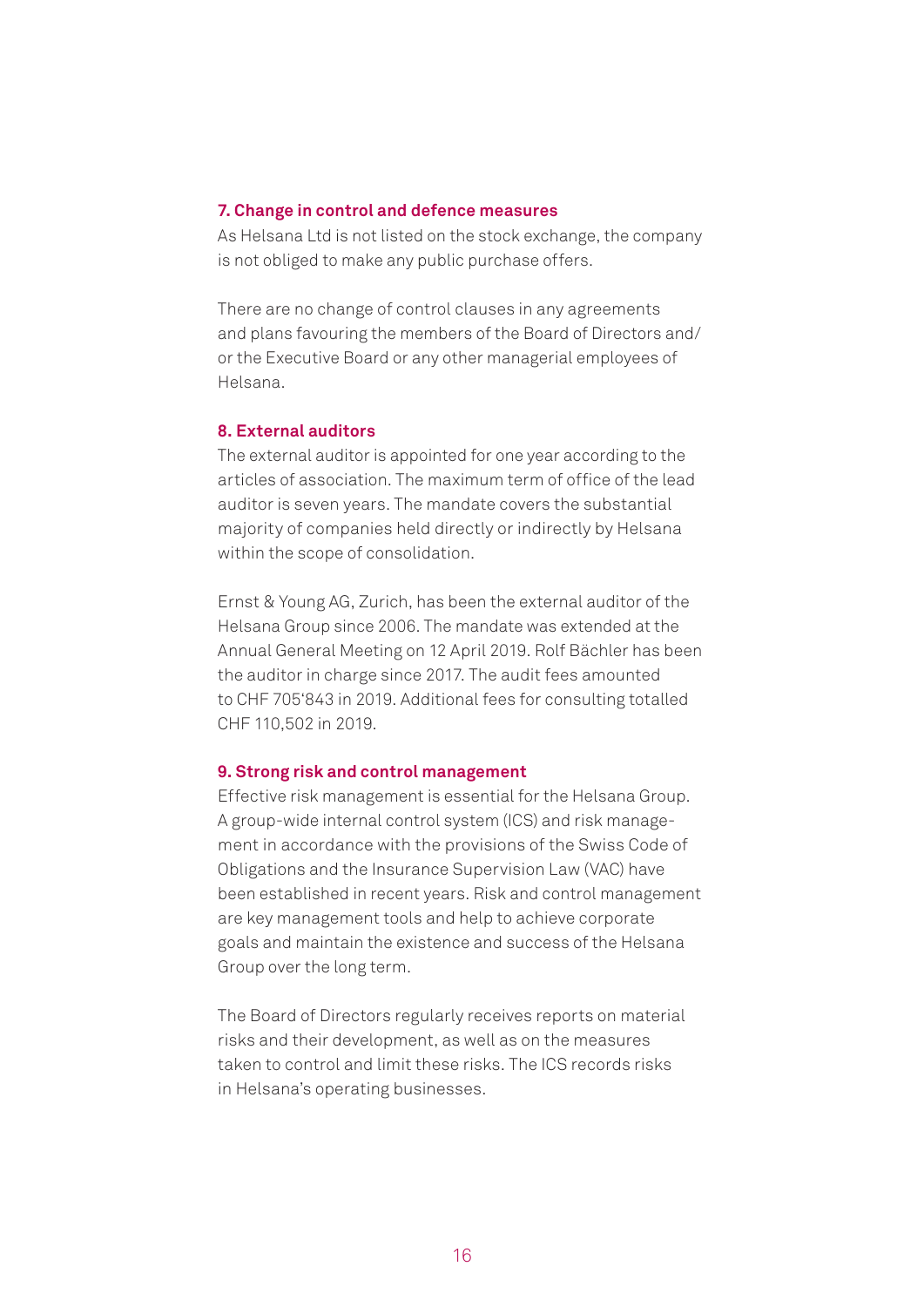## 7. Change in control and defence measures

As Helsana Ltd is not listed on the stock exchange, the company is not obliged to make any public purchase offers.

There are no change of control clauses in any agreements and plans favouring the members of the Board of Directors and/or the Executive Board or any other managerial employees of Helsana.

## 8. External auditors

The external auditor is appointed for one year according to the articles of association. The maximum term of office of the lead auditor is seven years. The mandate covers the substantial majority of companies held directly or indirectly by Helsana within the scope of consolidation.

Ernst & Young AG, Zurich, has been the external auditor of the Helsana Group since 2006. The mandate was extended at the Annual General Meeting on 12 April 2019. Rolf Bächler has been the auditor in charge since 2017. The audit fees amounted to CHF 705'843 in 2019. Additional fees for consulting totalled CHF 110,502 in 2019.

## 9. Strong risk and control management

Effective risk management is essential for the Helsana Group. A group-wide internal control system (ICS) and risk management in accordance with the provisions of the Swiss Code of Obligations and the Insurance Supervision Law (VAC) have been established in recent years. Risk and control management are key management tools and help to achieve corporate goals and maintain the existence and success of the Helsana Group over the long term.

The Board of Directors regularly receives reports on material risks and their development, as well as on the measures taken to control and limit these risks. The ICS records risks in Helsana's operating businesses.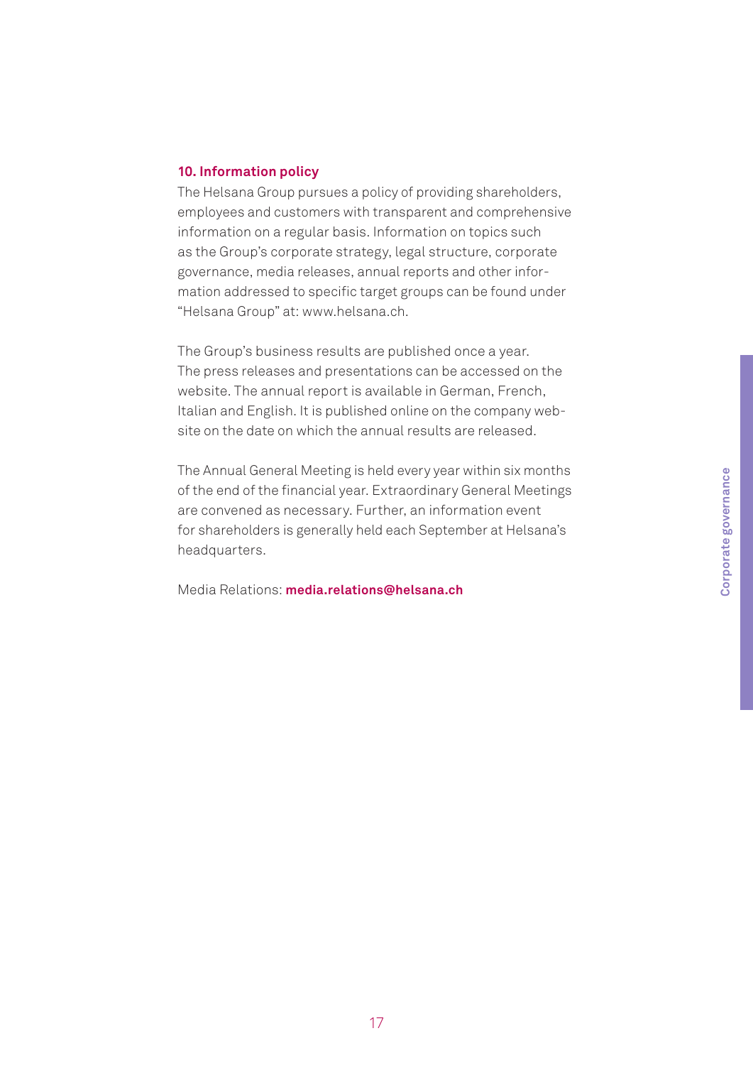## 10. Information policy

The Helsana Group pursues a policy of providing shareholders, employees and customers with transparent and comprehensive information on a regular basis. Information on topics such as the Group's corporate strategy, legal structure, corporate governance, media releases, annual reports and other information addressed to specific target groups can be found under "Helsana Group" at: www.helsana.ch.

The Group's business results are published once a year. The press releases and presentations can be accessed on the website. The annual report is available in German, French, Italian and English. It is published online on the company website on the date on which the annual results are released.

The Annual General Meeting is held every year within six months of the end of the financial year. Extraordinary General Meetings are convened as necessary. Further, an information event for shareholders is generally held each September at Helsana's headquarters.

Media Relations: **media.relations@helsana.ch**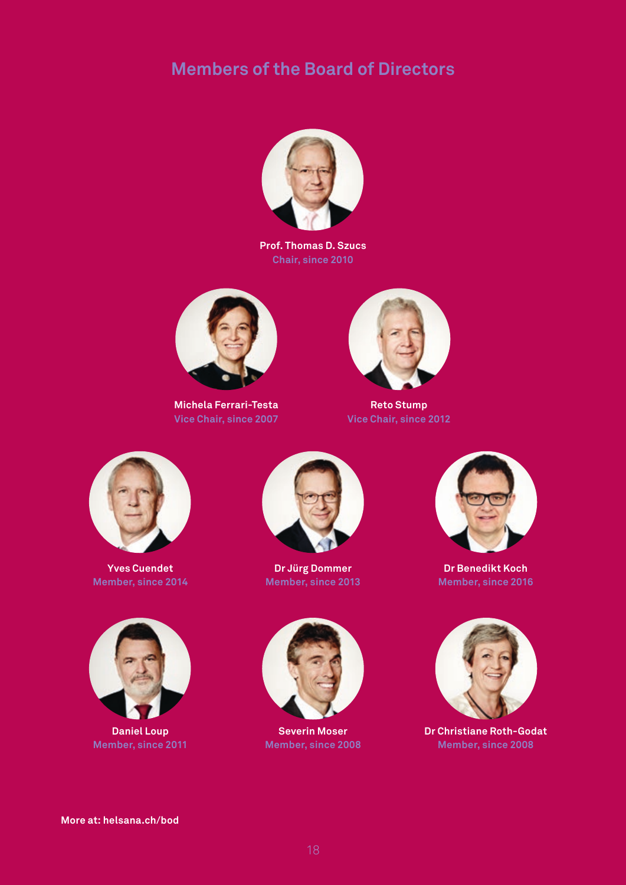# Members of the Board of Directors

**Prof. Thomas D. Szucs**
Chair, since 2010

**Michela Ferrari-Testa**
Vice Chair, since 2007

**Reto Stump**
Vice Chair, since 2012

**Yves Cuendet**
Member, since 2014

**Dr Jürg Dommer**
Member, since 2013

**Dr Benedikt Koch**
Member, since 2016

**Daniel Loup**
Member, since 2011

**Severin Moser**
Member, since 2008

**Dr Christiane Roth-Godat**
Member, since 2008

**More at: helsana.ch/bod**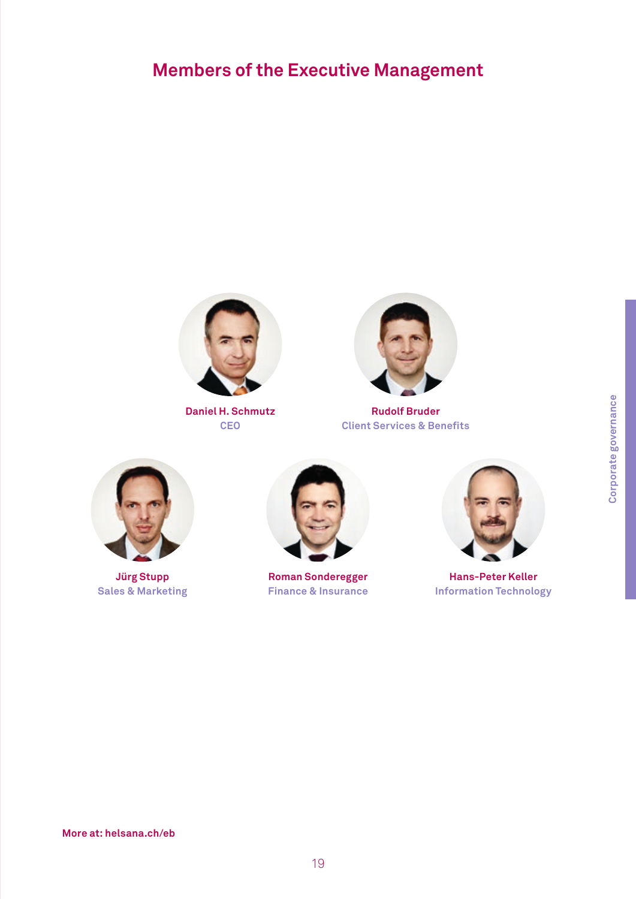## Members of the Executive Management

**Daniel H. Schmutz**
CEO

**Rudolf Bruder**
Client Services & Benefits

**Jürg Stupp**
Sales & Marketing

**Roman Sonderegger**
Finance & Insurance

**Hans-Peter Keller**
Information Technology

**More at: helsana.ch/eb**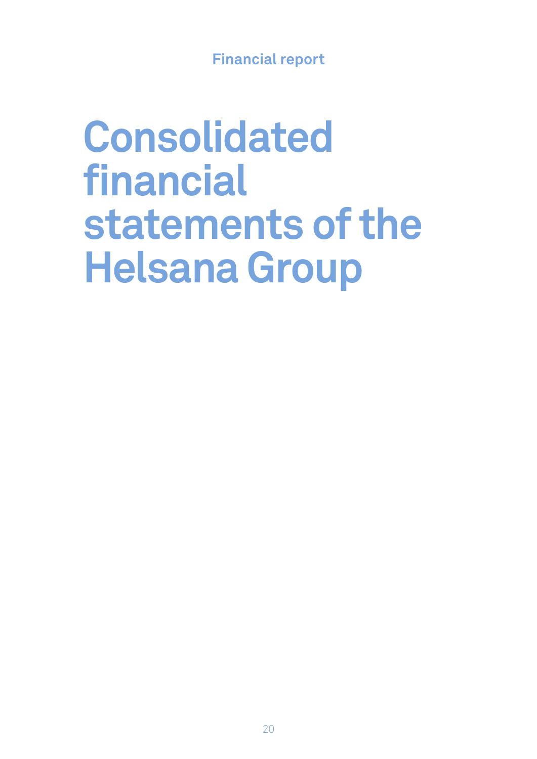# Consolidated financial statements of the Helsana Group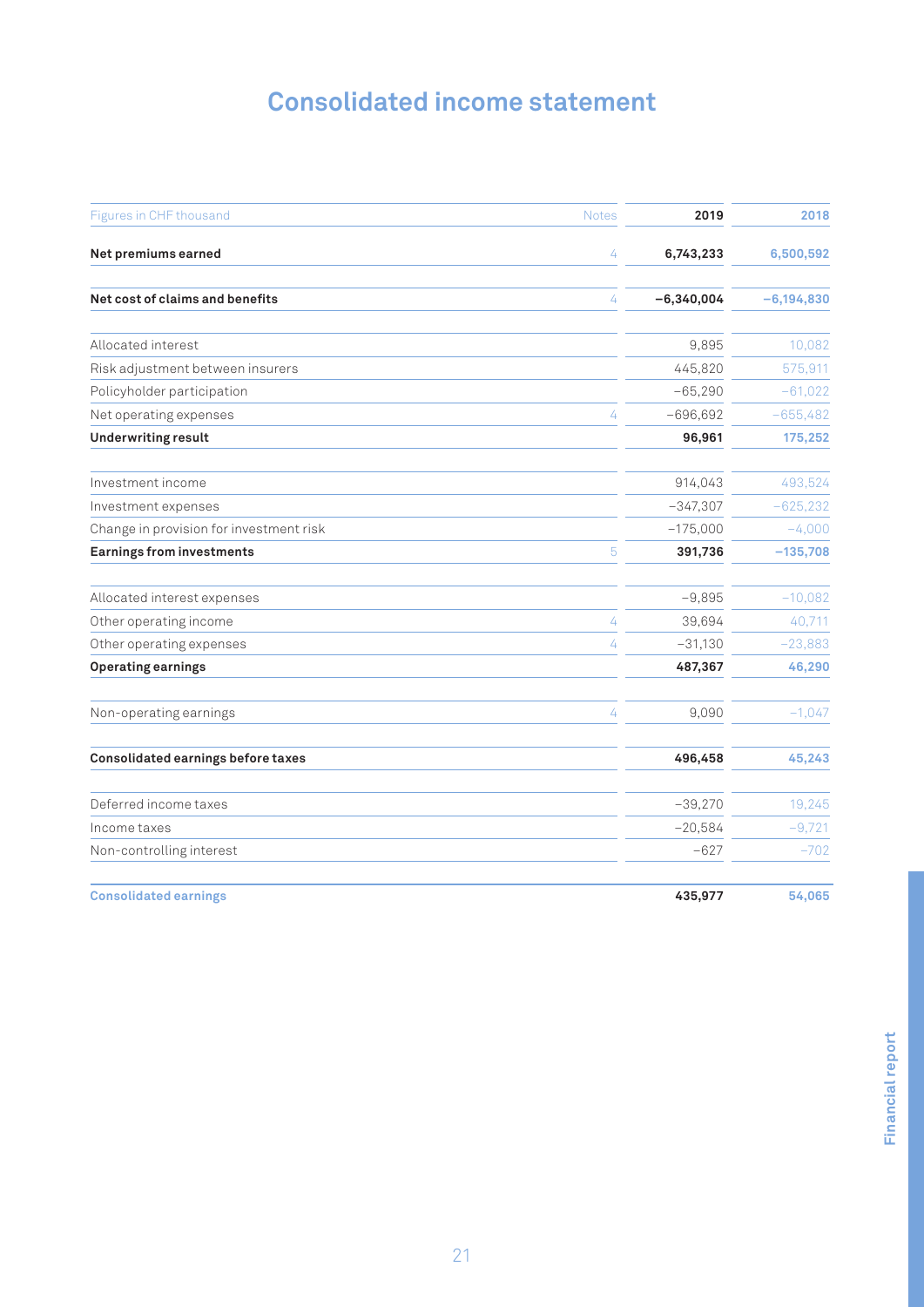# Consolidated income statement

| Figures in CHF thousand | Notes | 2019 | 2018 |
|---|---|---|---|
| **Net premiums earned** | 4 | **6,743,233** | **6,500,592** |
| **Net cost of claims and benefits** | 4 | **−6,340,004** | **−6,194,830** |
| Allocated interest | | 9,895 | 10,082 |
| Risk adjustment between insurers | | 445,820 | 575,911 |
| Policyholder participation | | −65,290 | −61,022 |
| Net operating expenses | 4 | −696,692 | −655,482 |
| **Underwriting result** | | **96,961** | **175,252** |
| Investment income | | 914,043 | 493,524 |
| Investment expenses | | −347,307 | −625,232 |
| Change in provision for investment risk | | −175,000 | −4,000 |
| **Earnings from investments** | 5 | **391,736** | **−135,708** |
| Allocated interest expenses | | −9,895 | −10,082 |
| Other operating income | 4 | 39,694 | 40,711 |
| Other operating expenses | 4 | −31,130 | −23,883 |
| **Operating earnings** | | **487,367** | **46,290** |
| Non-operating earnings | 4 | 9,090 | −1,047 |
| **Consolidated earnings before taxes** | | **496,458** | **45,243** |
| Deferred income taxes | | −39,270 | 19,245 |
| Income taxes | | −20,584 | −9,721 |
| Non-controlling interest | | −627 | −702 |
| **Consolidated earnings** | | **435,977** | **54,065** |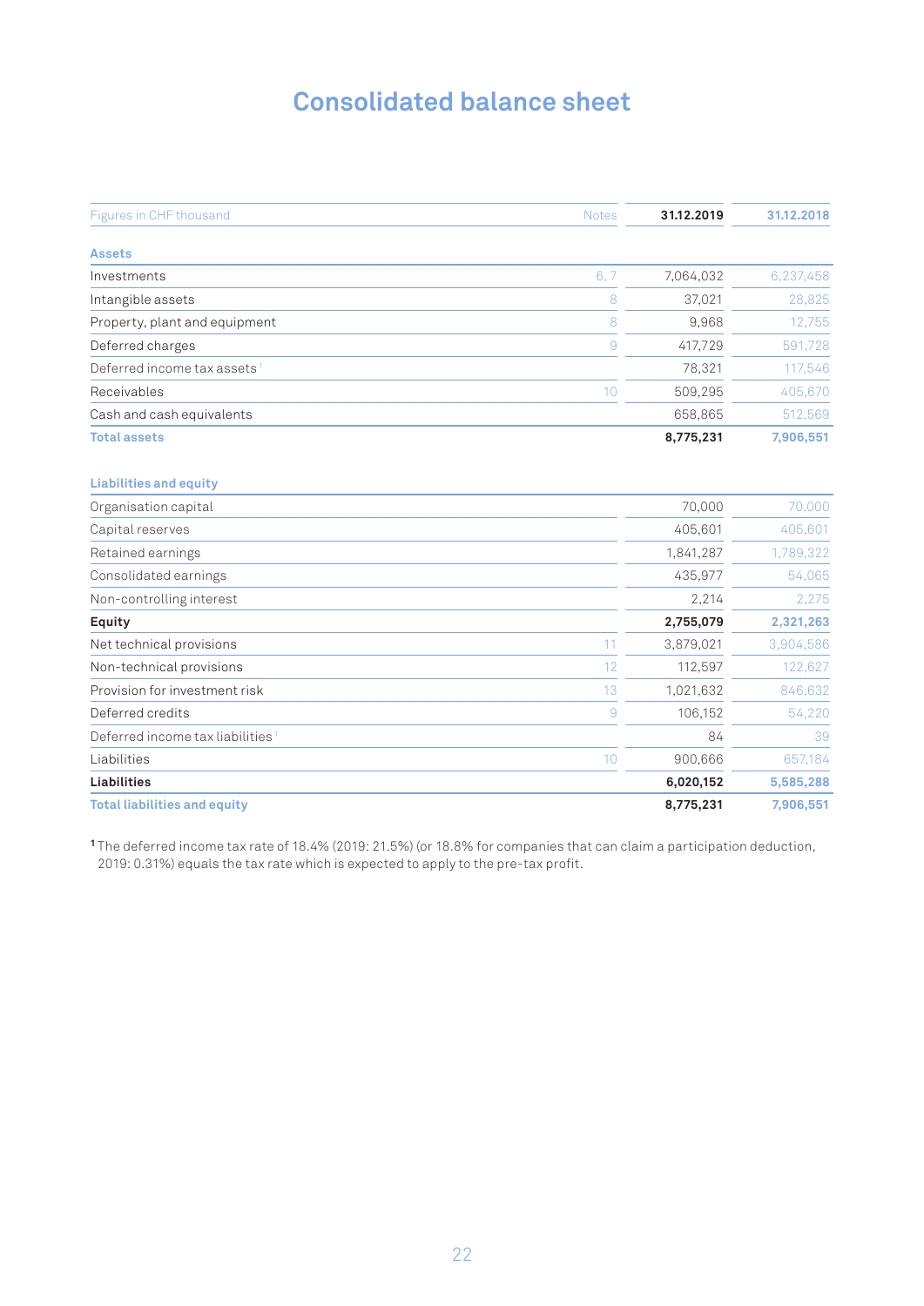# Consolidated balance sheet

| Figures in CHF thousand | Notes | 31.12.2019 | 31.12.2018 |
|---|---|---|---|
| **Assets** | | | |
| Investments | 6, 7 | 7,064,032 | 6,237,458 |
| Intangible assets | 8 | 37,021 | 28,825 |
| Property, plant and equipment | 8 | 9,968 | 12,755 |
| Deferred charges | 9 | 417,729 | 591,728 |
| Deferred income tax assets [1] | | 78,321 | 117,546 |
| Receivables | 10 | 509,295 | 405,670 |
| Cash and cash equivalents | | 658,865 | 512,569 |
| **Total assets** | | **8,775,231** | **7,906,551** |
| | | | |
| **Liabilities and equity** | | | |
| Organisation capital | | 70,000 | 70,000 |
| Capital reserves | | 405,601 | 405,601 |
| Retained earnings | | 1,841,287 | 1,789,322 |
| Consolidated earnings | | 435,977 | 54,065 |
| Non-controlling interest | | 2,214 | 2,275 |
| **Equity** | | **2,755,079** | **2,321,263** |
| Net technical provisions | 11 | 3,879,021 | 3,904,586 |
| Non-technical provisions | 12 | 112,597 | 122,627 |
| Provision for investment risk | 13 | 1,021,632 | 846,632 |
| Deferred credits | 9 | 106,152 | 54,220 |
| Deferred income tax liabilities [1] | | 84 | 39 |
| Liabilities | 10 | 900,666 | 657,184 |
| **Liabilities** | | **6,020,152** | **5,585,288** |
| **Total liabilities and equity** | | **8,775,231** | **7,906,551** |

[1] The deferred income tax rate of 18.4% (2019: 21.5%) (or 18.8% for companies that can claim a participation deduction, 2019: 0.31%) equals the tax rate which is expected to apply to the pre-tax profit.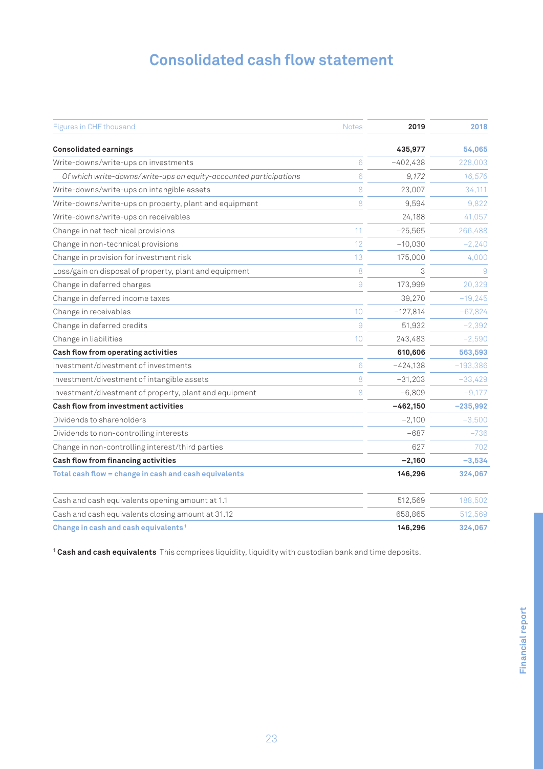# Consolidated cash flow statement

| Figures in CHF thousand | Notes | 2019 | 2018 |
|---|---|---|---|
| **Consolidated earnings** | | **435,977** | **54,065** |
| Write-downs/write-ups on investments | 6 | −402,438 | 228,003 |
| *Of which write-downs/write-ups on equity-accounted participations* | 6 | *9,172* | *16,576* |
| Write-downs/write-ups on intangible assets | 8 | 23,007 | 34,111 |
| Write-downs/write-ups on property, plant and equipment | 8 | 9,594 | 9,822 |
| Write-downs/write-ups on receivables | | 24,188 | 41,057 |
| Change in net technical provisions | 11 | −25,565 | 266,488 |
| Change in non-technical provisions | 12 | −10,030 | −2,240 |
| Change in provision for investment risk | 13 | 175,000 | 4,000 |
| Loss/gain on disposal of property, plant and equipment | 8 | 3 | 9 |
| Change in deferred charges | 9 | 173,999 | 20,329 |
| Change in deferred income taxes | | 39,270 | −19,245 |
| Change in receivables | 10 | −127,814 | −67,824 |
| Change in deferred credits | 9 | 51,932 | −2,392 |
| Change in liabilities | 10 | 243,483 | −2,590 |
| **Cash flow from operating activities** | | **610,606** | **563,593** |
| Investment/divestment of investments | 6 | −424,138 | −193,386 |
| Investment/divestment of intangible assets | 8 | −31,203 | −33,429 |
| Investment/divestment of property, plant and equipment | 8 | −6,809 | −9,177 |
| **Cash flow from investment activities** | | **−462,150** | **−235,992** |
| Dividends to shareholders | | −2,100 | −3,500 |
| Dividends to non-controlling interests | | −687 | −736 |
| Change in non-controlling interest/third parties | | 627 | 702 |
| **Cash flow from financing activities** | | **−2,160** | **−3,534** |
| **Total cash flow = change in cash and cash equivalents** | | **146,296** | **324,067** |
| | | | |
| Cash and cash equivalents opening amount at 1.1 | | 512,569 | 188,502 |
| Cash and cash equivalents closing amount at 31.12 | | 658,865 | 512,569 |
| **Change in cash and cash equivalents** [1] | | **146,296** | **324,067** |

[1] **Cash and cash equivalents** This comprises liquidity, liquidity with custodian bank and time deposits.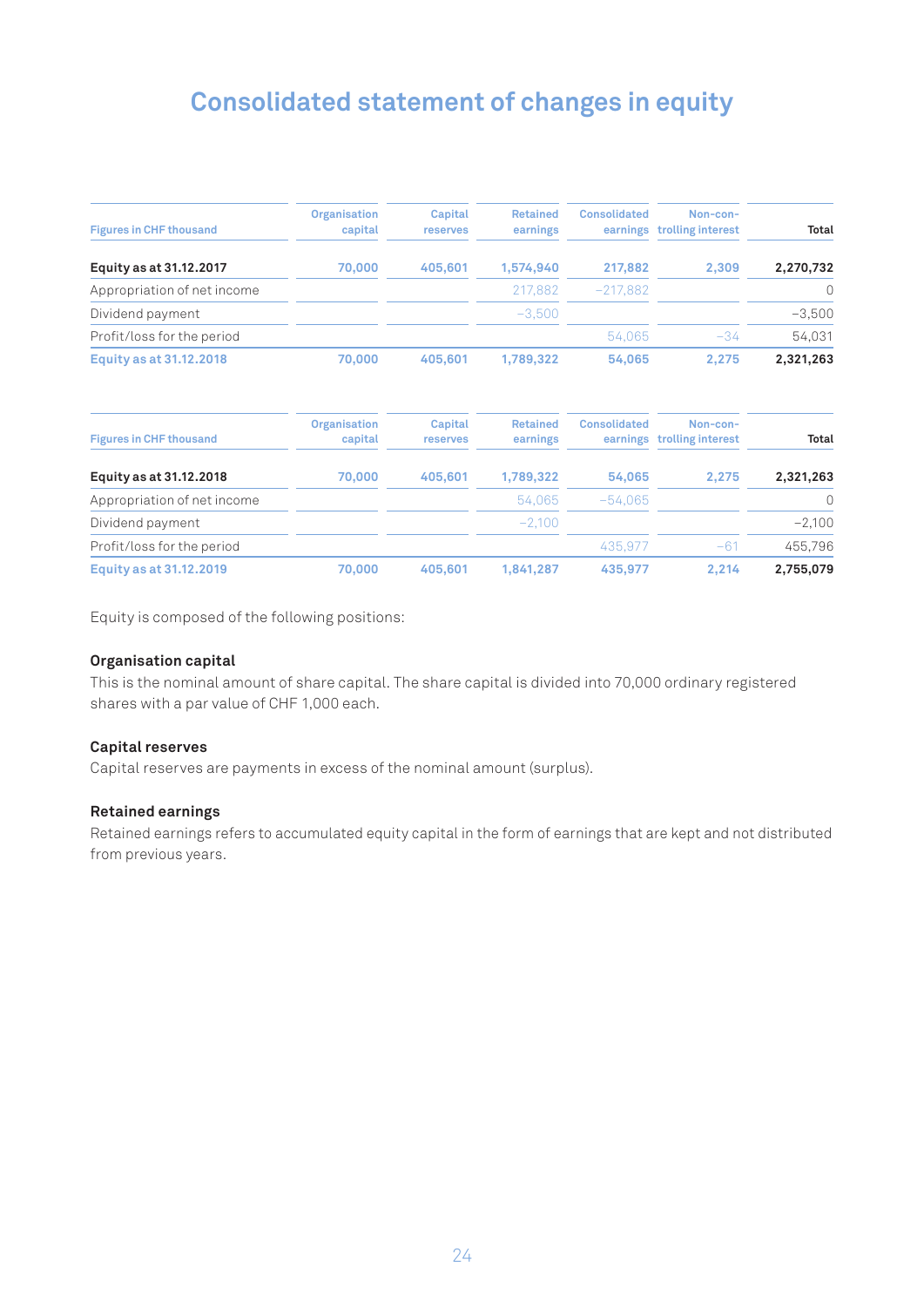# Consolidated statement of changes in equity

| Figures in CHF thousand | Organisation capital | Capital reserves | Retained earnings | Consolidated earnings | Non-controlling interest | Total |
|---|---|---|---|---|---|---|
| **Equity as at 31.12.2017** | **70,000** | **405,601** | **1,574,940** | **217,882** | **2,309** | **2,270,732** |
| Appropriation of net income | | | 217,882 | −217,882 | | 0 |
| Dividend payment | | | −3,500 | | | −3,500 |
| Profit/loss for the period | | | | 54,065 | −34 | 54,031 |
| **Equity as at 31.12.2018** | **70,000** | **405,601** | **1,789,322** | **54,065** | **2,275** | **2,321,263** |

| Figures in CHF thousand | Organisation capital | Capital reserves | Retained earnings | Consolidated earnings | Non-controlling interest | Total |
|---|---|---|---|---|---|---|
| **Equity as at 31.12.2018** | **70,000** | **405,601** | **1,789,322** | **54,065** | **2,275** | **2,321,263** |
| Appropriation of net income | | | 54,065 | −54,065 | | 0 |
| Dividend payment | | | −2,100 | | | −2,100 |
| Profit/loss for the period | | | | 435,977 | −61 | 455,796 |
| **Equity as at 31.12.2019** | **70,000** | **405,601** | **1,841,287** | **435,977** | **2,214** | **2,755,079** |

Equity is composed of the following positions:

**Organisation capital**

This is the nominal amount of share capital. The share capital is divided into 70,000 ordinary registered shares with a par value of CHF 1,000 each.

**Capital reserves**

Capital reserves are payments in excess of the nominal amount (surplus).

**Retained earnings**

Retained earnings refers to accumulated equity capital in the form of earnings that are kept and not distributed from previous years.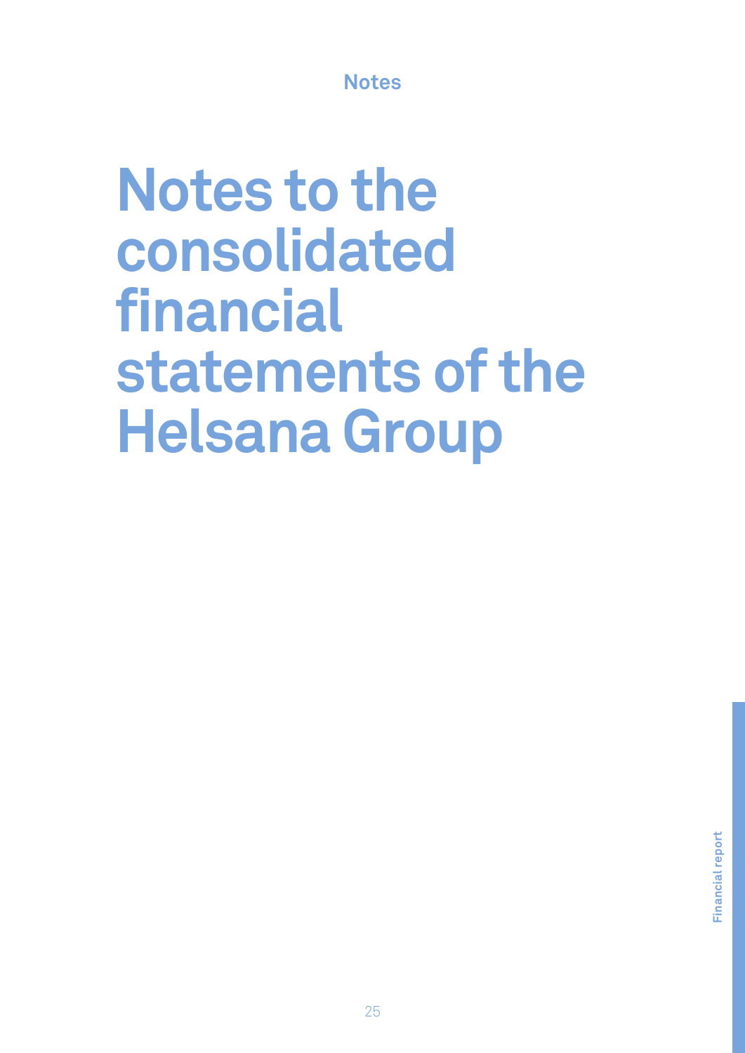# Notes to the consolidated financial statements of the Helsana Group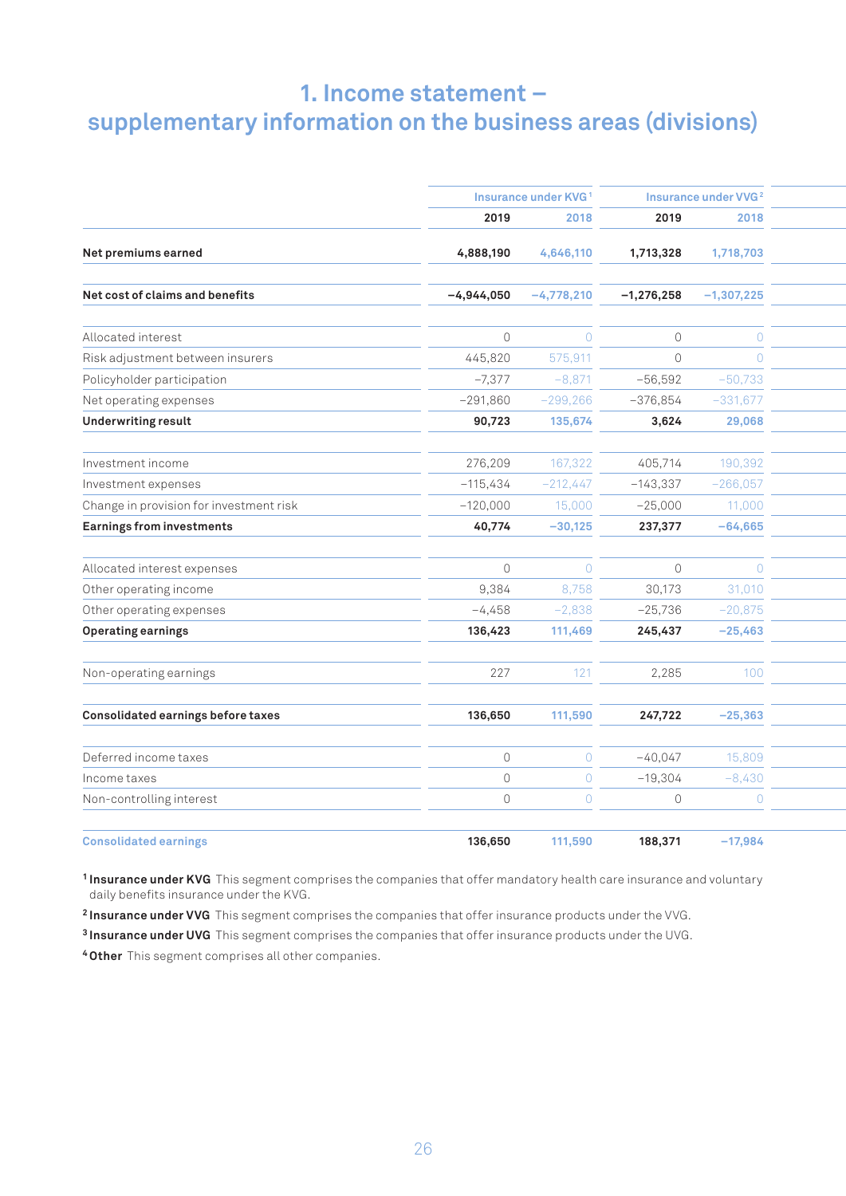# 1. Income statement – supplementary information on the business areas (divisions)

| | Insurance under KVG [1] | | Insurance under VVG [2] | |
|---|---|---|---|---|
| | 2019 | 2018 | 2019 | 2018 |
| **Net premiums earned** | **4,888,190** | **4,646,110** | **1,713,328** | **1,718,703** |
| **Net cost of claims and benefits** | **–4,944,050** | **–4,778,210** | **–1,276,258** | **–1,307,225** |
| Allocated interest | 0 | 0 | 0 | 0 |
| Risk adjustment between insurers | 445,820 | 575,911 | 0 | 0 |
| Policyholder participation | –7,377 | –8,871 | –56,592 | –50,733 |
| Net operating expenses | –291,860 | –299,266 | –376,854 | –331,677 |
| **Underwriting result** | **90,723** | **135,674** | **3,624** | **29,068** |
| Investment income | 276,209 | 167,322 | 405,714 | 190,392 |
| Investment expenses | –115,434 | –212,447 | –143,337 | –266,057 |
| Change in provision for investment risk | –120,000 | 15,000 | –25,000 | 11,000 |
| **Earnings from investments** | **40,774** | **–30,125** | **237,377** | **–64,665** |
| Allocated interest expenses | 0 | 0 | 0 | 0 |
| Other operating income | 9,384 | 8,758 | 30,173 | 31,010 |
| Other operating expenses | –4,458 | –2,838 | –25,736 | –20,875 |
| **Operating earnings** | **136,423** | **111,469** | **245,437** | **–25,463** |
| Non-operating earnings | 227 | 121 | 2,285 | 100 |
| **Consolidated earnings before taxes** | **136,650** | **111,590** | **247,722** | **–25,363** |
| Deferred income taxes | 0 | 0 | –40,047 | 15,809 |
| Income taxes | 0 | 0 | –19,304 | –8,430 |
| Non-controlling interest | 0 | 0 | 0 | 0 |
| **Consolidated earnings** | **136,650** | **111,590** | **188,371** | **–17,984** |

[1] **Insurance under KVG** This segment comprises the companies that offer mandatory health care insurance and voluntary daily benefits insurance under the KVG.

[2] **Insurance under VVG** This segment comprises the companies that offer insurance products under the VVG.

[3] **Insurance under UVG** This segment comprises the companies that offer insurance products under the UVG.

[4] **Other** This segment comprises all other companies.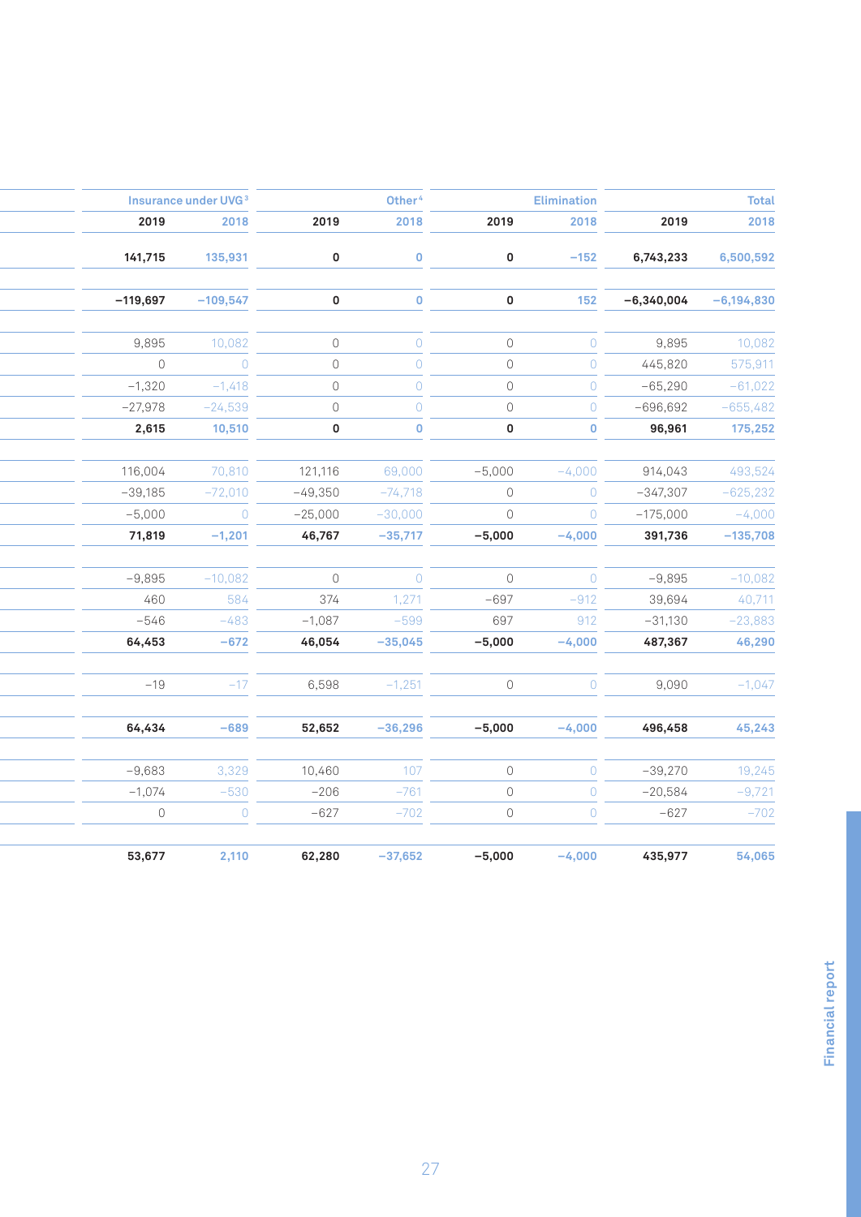| Insurance under UVG[3] | | Other[4] | | Elimination | | Total | |
|---|---|---|---|---|---|---|---|
| 2019 | 2018 | 2019 | 2018 | 2019 | 2018 | 2019 | 2018 |
| **141,715** | **135,931** | **0** | **0** | **0** | **–152** | **6,743,233** | **6,500,592** |
| **–119,697** | **–109,547** | **0** | **0** | **0** | **152** | **–6,340,004** | **–6,194,830** |
| 9,895 | 10,082 | 0 | 0 | 0 | 0 | 9,895 | 10,082 |
| 0 | 0 | 0 | 0 | 0 | 0 | 445,820 | 575,911 |
| –1,320 | –1,418 | 0 | 0 | 0 | 0 | –65,290 | –61,022 |
| –27,978 | –24,539 | 0 | 0 | 0 | 0 | –696,692 | –655,482 |
| **2,615** | **10,510** | **0** | **0** | **0** | **0** | **96,961** | **175,252** |
| 116,004 | 70,810 | 121,116 | 69,000 | –5,000 | –4,000 | 914,043 | 493,524 |
| –39,185 | –72,010 | –49,350 | –74,718 | 0 | 0 | –347,307 | –625,232 |
| –5,000 | 0 | –25,000 | –30,000 | 0 | 0 | –175,000 | –4,000 |
| **71,819** | **–1,201** | **46,767** | **–35,717** | **–5,000** | **–4,000** | **391,736** | **–135,708** |
| –9,895 | –10,082 | 0 | 0 | 0 | 0 | –9,895 | –10,082 |
| 460 | 584 | 374 | 1,271 | –697 | –912 | 39,694 | 40,711 |
| –546 | –483 | –1,087 | –599 | 697 | 912 | –31,130 | –23,883 |
| **64,453** | **–672** | **46,054** | **–35,045** | **–5,000** | **–4,000** | **487,367** | **46,290** |
| –19 | –17 | 6,598 | –1,251 | 0 | 0 | 9,090 | –1,047 |
| **64,434** | **–689** | **52,652** | **–36,296** | **–5,000** | **–4,000** | **496,458** | **45,243** |
| –9,683 | 3,329 | 10,460 | 107 | 0 | 0 | –39,270 | 19,245 |
| –1,074 | –530 | –206 | –761 | 0 | 0 | –20,584 | –9,721 |
| 0 | 0 | –627 | –702 | 0 | 0 | –627 | –702 |
| **53,677** | **2,110** | **62,280** | **–37,652** | **–5,000** | **–4,000** | **435,977** | **54,065** |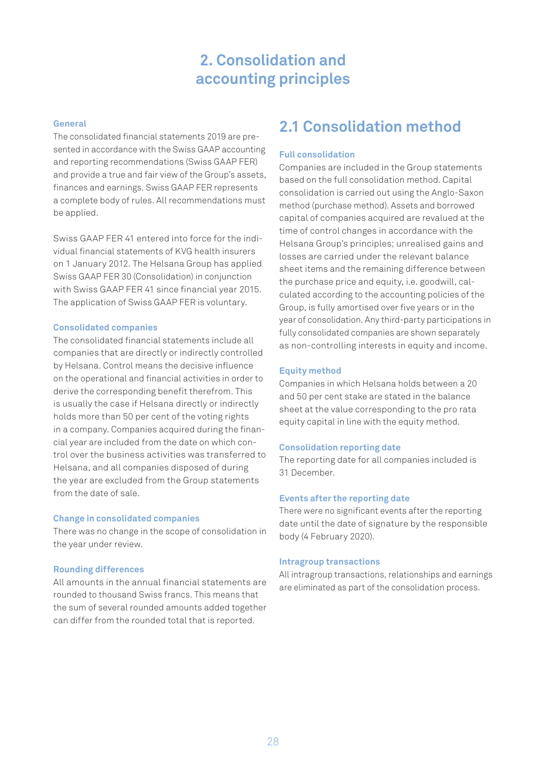# 2. Consolidation and accounting principles

### General

The consolidated financial statements 2019 are presented in accordance with the Swiss GAAP accounting and reporting recommendations (Swiss GAAP FER) and provide a true and fair view of the Group's assets, finances and earnings. Swiss GAAP FER represents a complete body of rules. All recommendations must be applied.

Swiss GAAP FER 41 entered into force for the individual financial statements of KVG health insurers on 1 January 2012. The Helsana Group has applied Swiss GAAP FER 30 (Consolidation) in conjunction with Swiss GAAP FER 41 since financial year 2015. The application of Swiss GAAP FER is voluntary.

### Consolidated companies

The consolidated financial statements include all companies that are directly or indirectly controlled by Helsana. Control means the decisive influence on the operational and financial activities in order to derive the corresponding benefit therefrom. This is usually the case if Helsana directly or indirectly holds more than 50 per cent of the voting rights in a company. Companies acquired during the financial year are included from the date on which control over the business activities was transferred to Helsana, and all companies disposed of during the year are excluded from the Group statements from the date of sale.

### Change in consolidated companies

There was no change in the scope of consolidation in the year under review.

### Rounding differences

All amounts in the annual financial statements are rounded to thousand Swiss francs. This means that the sum of several rounded amounts added together can differ from the rounded total that is reported.

## 2.1 Consolidation method

### Full consolidation

Companies are included in the Group statements based on the full consolidation method. Capital consolidation is carried out using the Anglo-Saxon method (purchase method). Assets and borrowed capital of companies acquired are revalued at the time of control changes in accordance with the Helsana Group's principles; unrealised gains and losses are carried under the relevant balance sheet items and the remaining difference between the purchase price and equity, i.e. goodwill, calculated according to the accounting policies of the Group, is fully amortised over five years or in the year of consolidation. Any third-party participations in fully consolidated companies are shown separately as non-controlling interests in equity and income.

### Equity method

Companies in which Helsana holds between a 20 and 50 per cent stake are stated in the balance sheet at the value corresponding to the pro rata equity capital in line with the equity method.

### Consolidation reporting date

The reporting date for all companies included is 31 December.

### Events after the reporting date

There were no significant events after the reporting date until the date of signature by the responsible body (4 February 2020).

### Intragroup transactions

All intragroup transactions, relationships and earnings are eliminated as part of the consolidation process.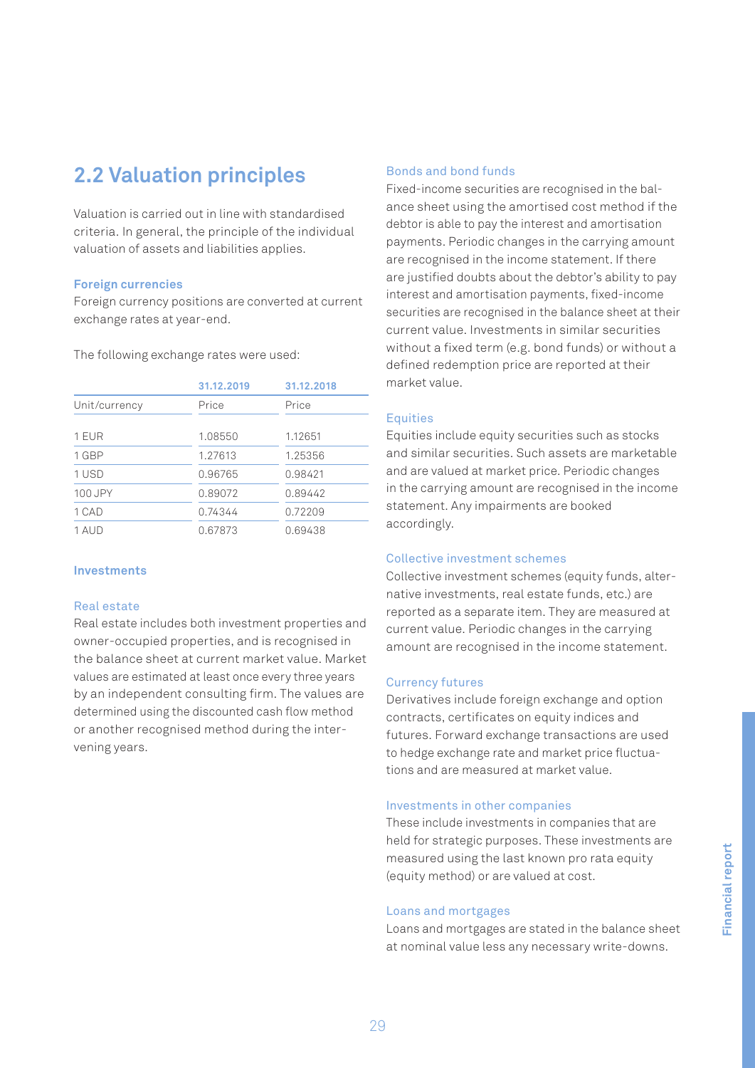## 2.2 Valuation principles

Valuation is carried out in line with standardised criteria. In general, the principle of the individual valuation of assets and liabilities applies.

### Foreign currencies

Foreign currency positions are converted at current exchange rates at year-end.

The following exchange rates were used:

| | 31.12.2019 | 31.12.2018 |
|---|---|---|
| Unit/currency | Price | Price |
| 1 EUR | 1.08550 | 1.12651 |
| 1 GBP | 1.27613 | 1.25356 |
| 1 USD | 0.96765 | 0.98421 |
| 100 JPY | 0.89072 | 0.89442 |
| 1 CAD | 0.74344 | 0.72209 |
| 1 AUD | 0.67873 | 0.69438 |

### Investments

#### Real estate

Real estate includes both investment properties and owner-occupied properties, and is recognised in the balance sheet at current market value. Market values are estimated at least once every three years by an independent consulting firm. The values are determined using the discounted cash flow method or another recognised method during the intervening years.

#### Bonds and bond funds

Fixed-income securities are recognised in the balance sheet using the amortised cost method if the debtor is able to pay the interest and amortisation payments. Periodic changes in the carrying amount are recognised in the income statement. If there are justified doubts about the debtor's ability to pay interest and amortisation payments, fixed-income securities are recognised in the balance sheet at their current value. Investments in similar securities without a fixed term (e.g. bond funds) or without a defined redemption price are reported at their market value.

#### Equities

Equities include equity securities such as stocks and similar securities. Such assets are marketable and are valued at market price. Periodic changes in the carrying amount are recognised in the income statement. Any impairments are booked accordingly.

#### Collective investment schemes

Collective investment schemes (equity funds, alternative investments, real estate funds, etc.) are reported as a separate item. They are measured at current value. Periodic changes in the carrying amount are recognised in the income statement.

#### Currency futures

Derivatives include foreign exchange and option contracts, certificates on equity indices and futures. Forward exchange transactions are used to hedge exchange rate and market price fluctuations and are measured at market value.

#### Investments in other companies

These include investments in companies that are held for strategic purposes. These investments are measured using the last known pro rata equity (equity method) or are valued at cost.

#### Loans and mortgages

Loans and mortgages are stated in the balance sheet at nominal value less any necessary write-downs.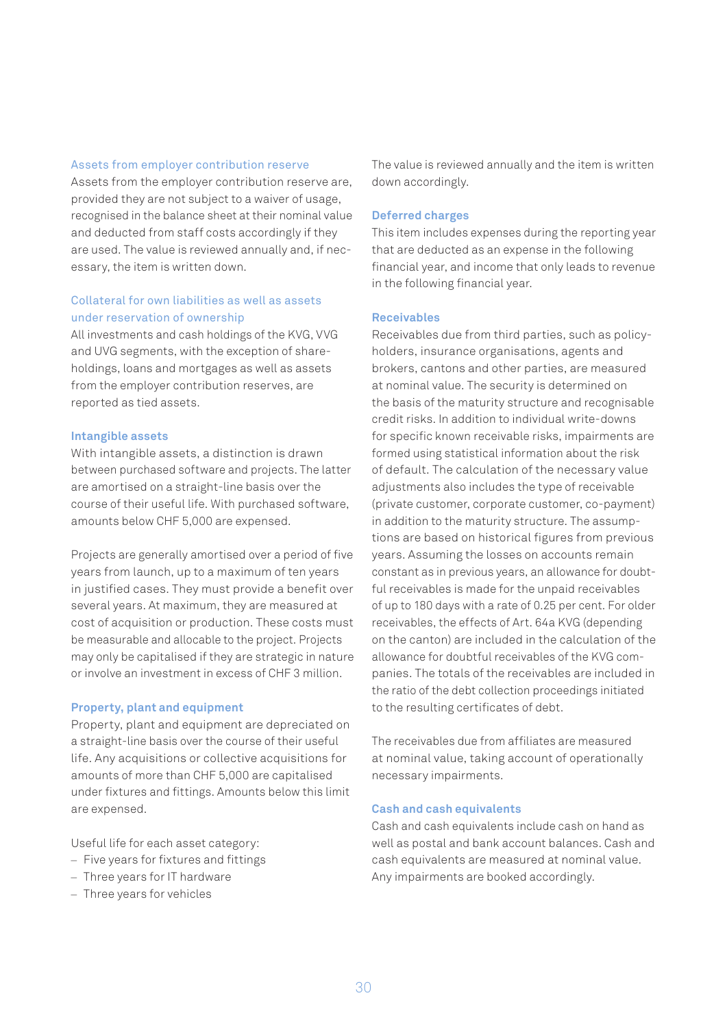### Assets from employer contribution reserve

Assets from the employer contribution reserve are, provided they are not subject to a waiver of usage, recognised in the balance sheet at their nominal value and deducted from staff costs accordingly if they are used. The value is reviewed annually and, if necessary, the item is written down.

### Collateral for own liabilities as well as assets under reservation of ownership

All investments and cash holdings of the KVG, VVG and UVG segments, with the exception of shareholdings, loans and mortgages as well as assets from the employer contribution reserves, are reported as tied assets.

### Intangible assets

With intangible assets, a distinction is drawn between purchased software and projects. The latter are amortised on a straight-line basis over the course of their useful life. With purchased software, amounts below CHF 5,000 are expensed.

Projects are generally amortised over a period of five years from launch, up to a maximum of ten years in justified cases. They must provide a benefit over several years. At maximum, they are measured at cost of acquisition or production. These costs must be measurable and allocable to the project. Projects may only be capitalised if they are strategic in nature or involve an investment in excess of CHF 3 million.

### Property, plant and equipment

Property, plant and equipment are depreciated on a straight-line basis over the course of their useful life. Any acquisitions or collective acquisitions for amounts of more than CHF 5,000 are capitalised under fixtures and fittings. Amounts below this limit are expensed.

Useful life for each asset category:

- Five years for fixtures and fittings
- Three years for IT hardware
- Three years for vehicles

The value is reviewed annually and the item is written down accordingly.

### Deferred charges

This item includes expenses during the reporting year that are deducted as an expense in the following financial year, and income that only leads to revenue in the following financial year.

### Receivables

Receivables due from third parties, such as policyholders, insurance organisations, agents and brokers, cantons and other parties, are measured at nominal value. The security is determined on the basis of the maturity structure and recognisable credit risks. In addition to individual write-downs for specific known receivable risks, impairments are formed using statistical information about the risk of default. The calculation of the necessary value adjustments also includes the type of receivable (private customer, corporate customer, co-payment) in addition to the maturity structure. The assumptions are based on historical figures from previous years. Assuming the losses on accounts remain constant as in previous years, an allowance for doubtful receivables is made for the unpaid receivables of up to 180 days with a rate of 0.25 per cent. For older receivables, the effects of Art. 64a KVG (depending on the canton) are included in the calculation of the allowance for doubtful receivables of the KVG companies. The totals of the receivables are included in the ratio of the debt collection proceedings initiated to the resulting certificates of debt.

The receivables due from affiliates are measured at nominal value, taking account of operationally necessary impairments.

### Cash and cash equivalents

Cash and cash equivalents include cash on hand as well as postal and bank account balances. Cash and cash equivalents are measured at nominal value. Any impairments are booked accordingly.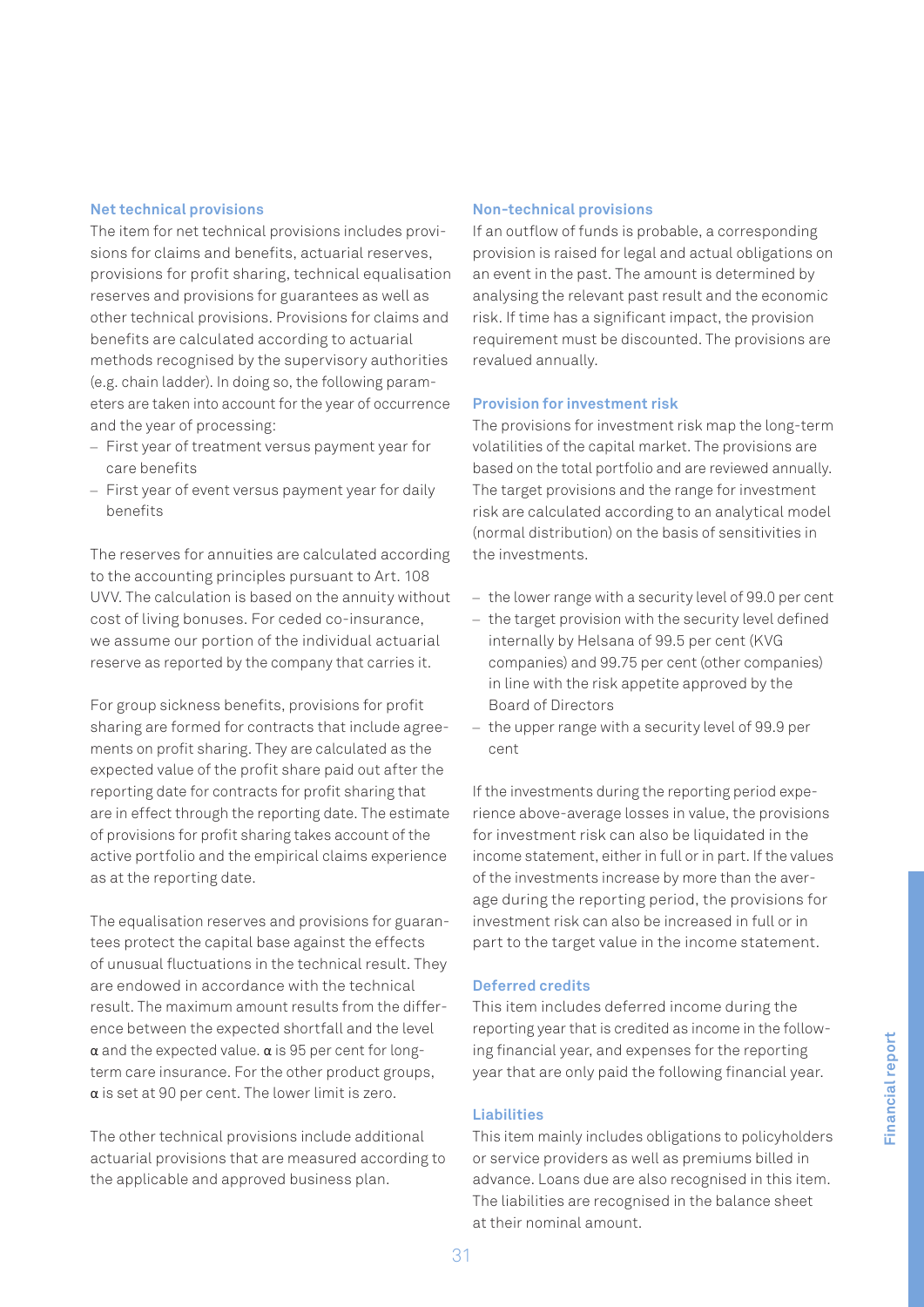### Net technical provisions

The item for net technical provisions includes provisions for claims and benefits, actuarial reserves, provisions for profit sharing, technical equalisation reserves and provisions for guarantees as well as other technical provisions. Provisions for claims and benefits are calculated according to actuarial methods recognised by the supervisory authorities (e.g. chain ladder). In doing so, the following parameters are taken into account for the year of occurrence and the year of processing:

- First year of treatment versus payment year for care benefits
- First year of event versus payment year for daily benefits

The reserves for annuities are calculated according to the accounting principles pursuant to Art. 108 UVV. The calculation is based on the annuity without cost of living bonuses. For ceded co-insurance, we assume our portion of the individual actuarial reserve as reported by the company that carries it.

For group sickness benefits, provisions for profit sharing are formed for contracts that include agreements on profit sharing. They are calculated as the expected value of the profit share paid out after the reporting date for contracts for profit sharing that are in effect through the reporting date. The estimate of provisions for profit sharing takes account of the active portfolio and the empirical claims experience as at the reporting date.

The equalisation reserves and provisions for guarantees protect the capital base against the effects of unusual fluctuations in the technical result. They are endowed in accordance with the technical result. The maximum amount results from the difference between the expected shortfall and the level $\alpha$ and the expected value. $\alpha$ is 95 per cent for long-term care insurance. For the other product groups, $\alpha$ is set at 90 per cent. The lower limit is zero.

The other technical provisions include additional actuarial provisions that are measured according to the applicable and approved business plan.

### Non-technical provisions

If an outflow of funds is probable, a corresponding provision is raised for legal and actual obligations on an event in the past. The amount is determined by analysing the relevant past result and the economic risk. If time has a significant impact, the provision requirement must be discounted. The provisions are revalued annually.

### Provision for investment risk

The provisions for investment risk map the long-term volatilities of the capital market. The provisions are based on the total portfolio and are reviewed annually. The target provisions and the range for investment risk are calculated according to an analytical model (normal distribution) on the basis of sensitivities in the investments.

- the lower range with a security level of 99.0 per cent
- the target provision with the security level defined internally by Helsana of 99.5 per cent (KVG companies) and 99.75 per cent (other companies) in line with the risk appetite approved by the Board of Directors
- the upper range with a security level of 99.9 per cent

If the investments during the reporting period experience above-average losses in value, the provisions for investment risk can also be liquidated in the income statement, either in full or in part. If the values of the investments increase by more than the average during the reporting period, the provisions for investment risk can also be increased in full or in part to the target value in the income statement.

### Deferred credits

This item includes deferred income during the reporting year that is credited as income in the following financial year, and expenses for the reporting year that are only paid the following financial year.

### Liabilities

This item mainly includes obligations to policyholders or service providers as well as premiums billed in advance. Loans due are also recognised in this item. The liabilities are recognised in the balance sheet at their nominal amount.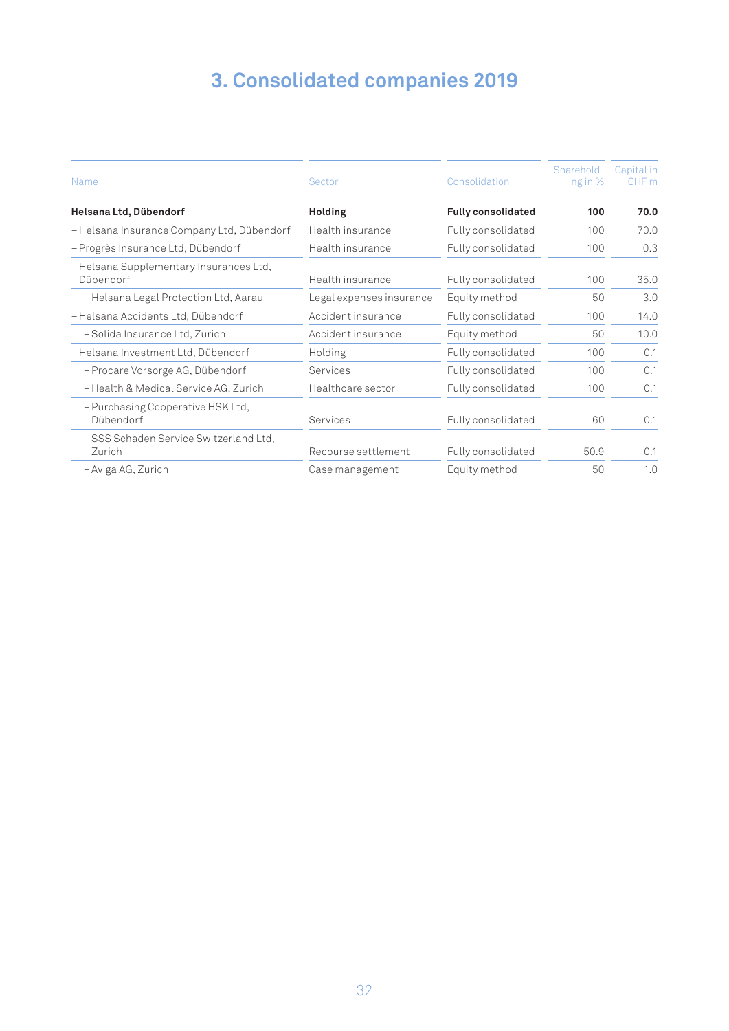# 3. Consolidated companies 2019

| Name | Sector | Consolidation | Shareholding in % | Capital in CHF m |
|---|---|---|---|---|
| **Helsana Ltd, Dübendorf** | **Holding** | **Fully consolidated** | **100** | **70.0** |
| – Helsana Insurance Company Ltd, Dübendorf | Health insurance | Fully consolidated | 100 | 70.0 |
| – Progrès Insurance Ltd, Dübendorf | Health insurance | Fully consolidated | 100 | 0.3 |
| – Helsana Supplementary Insurances Ltd, Dübendorf | Health insurance | Fully consolidated | 100 | 35.0 |
| – Helsana Legal Protection Ltd, Aarau | Legal expenses insurance | Equity method | 50 | 3.0 |
| – Helsana Accidents Ltd, Dübendorf | Accident insurance | Fully consolidated | 100 | 14.0 |
| – Solida Insurance Ltd, Zurich | Accident insurance | Equity method | 50 | 10.0 |
| – Helsana Investment Ltd, Dübendorf | Holding | Fully consolidated | 100 | 0.1 |
| – Procare Vorsorge AG, Dübendorf | Services | Fully consolidated | 100 | 0.1 |
| – Health & Medical Service AG, Zurich | Healthcare sector | Fully consolidated | 100 | 0.1 |
| – Purchasing Cooperative HSK Ltd, Dübendorf | Services | Fully consolidated | 60 | 0.1 |
| – SSS Schaden Service Switzerland Ltd, Zurich | Recourse settlement | Fully consolidated | 50.9 | 0.1 |
| – Aviga AG, Zurich | Case management | Equity method | 50 | 1.0 |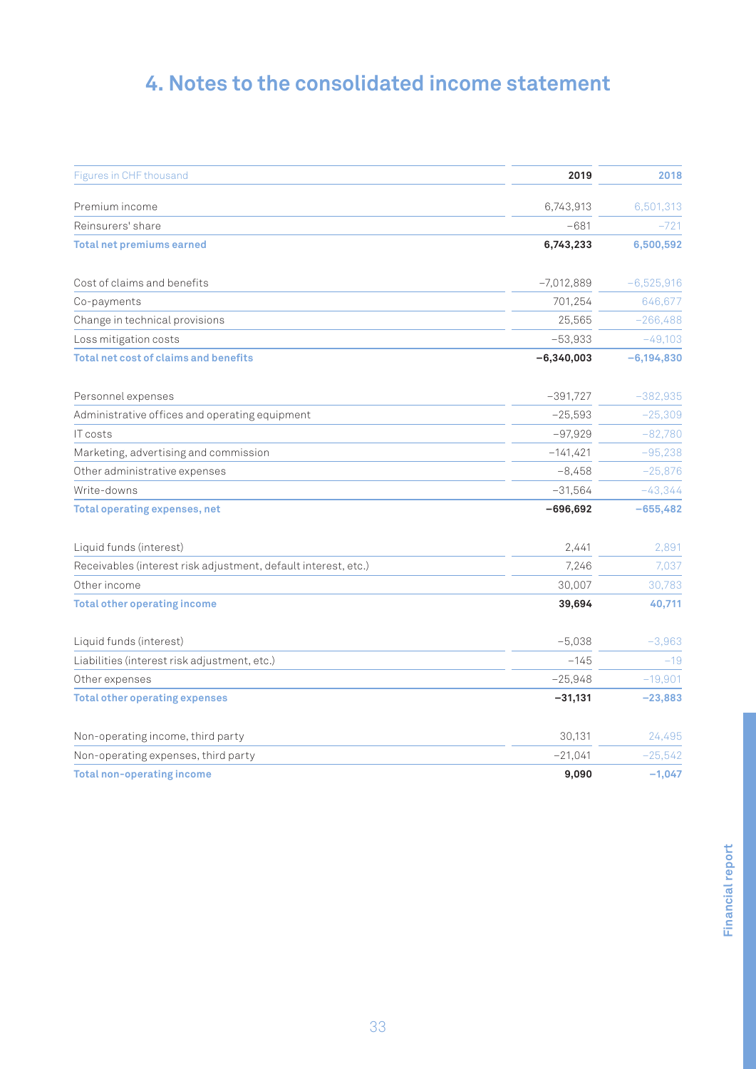# 4. Notes to the consolidated income statement

| Figures in CHF thousand | 2019 | 2018 |
|---|---|---|
| Premium income | 6,743,913 | 6,501,313 |
| Reinsurers' share | −681 | −721 |
| **Total net premiums earned** | **6,743,233** | **6,500,592** |
| | | |
| Cost of claims and benefits | −7,012,889 | −6,525,916 |
| Co-payments | 701,254 | 646,677 |
| Change in technical provisions | 25,565 | −266,488 |
| Loss mitigation costs | −53,933 | −49,103 |
| **Total net cost of claims and benefits** | **−6,340,003** | **−6,194,830** |
| | | |
| Personnel expenses | −391,727 | −382,935 |
| Administrative offices and operating equipment | −25,593 | −25,309 |
| IT costs | −97,929 | −82,780 |
| Marketing, advertising and commission | −141,421 | −95,238 |
| Other administrative expenses | −8,458 | −25,876 |
| Write-downs | −31,564 | −43,344 |
| **Total operating expenses, net** | **−696,692** | **−655,482** |
| | | |
| Liquid funds (interest) | 2,441 | 2,891 |
| Receivables (interest risk adjustment, default interest, etc.) | 7,246 | 7,037 |
| Other income | 30,007 | 30,783 |
| **Total other operating income** | **39,694** | **40,711** |
| | | |
| Liquid funds (interest) | −5,038 | −3,963 |
| Liabilities (interest risk adjustment, etc.) | −145 | −19 |
| Other expenses | −25,948 | −19,901 |
| **Total other operating expenses** | **−31,131** | **−23,883** |
| | | |
| Non-operating income, third party | 30,131 | 24,495 |
| Non-operating expenses, third party | −21,041 | −25,542 |
| **Total non-operating income** | **9,090** | **−1,047** |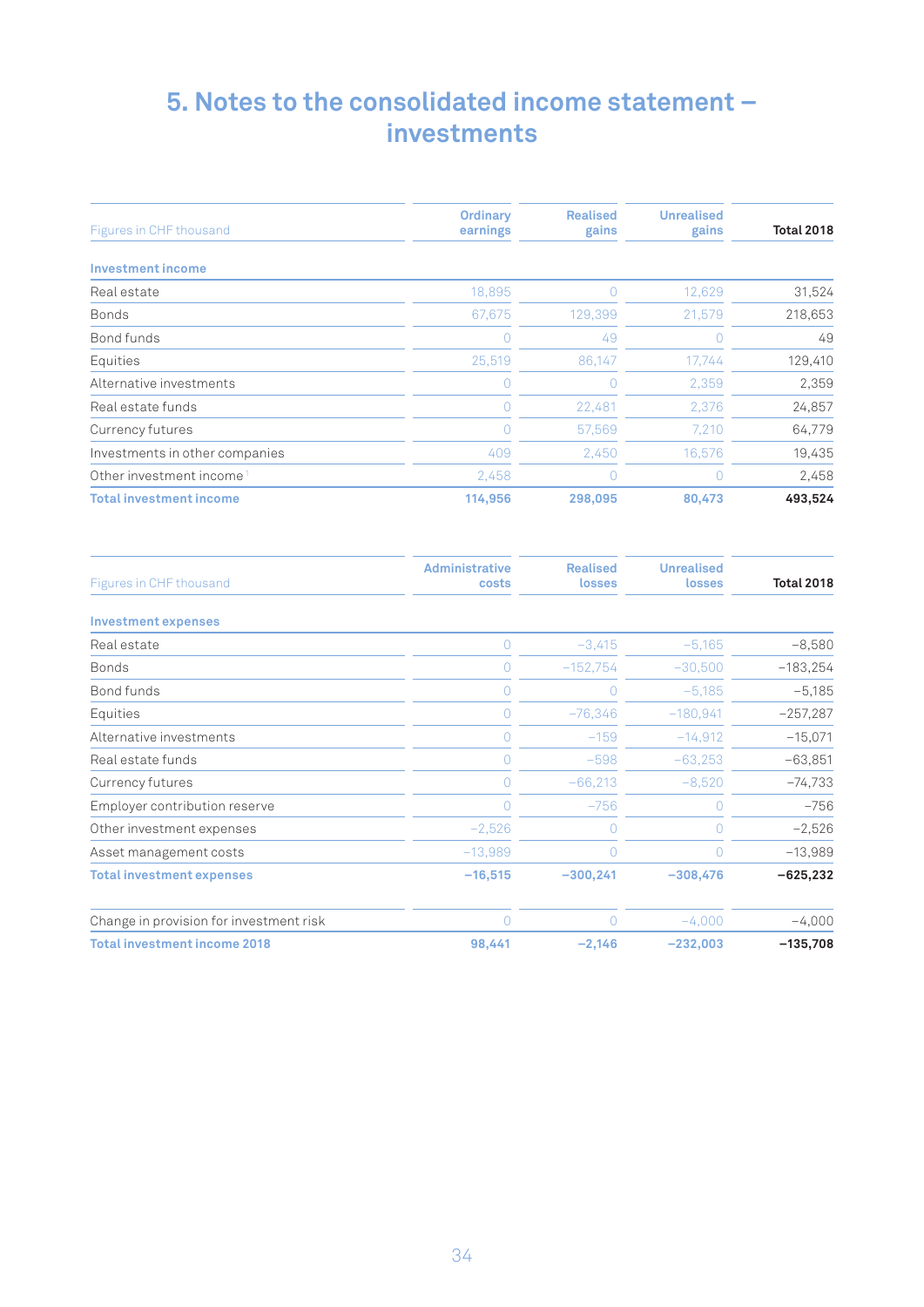# 5. Notes to the consolidated income statement – investments

| Figures in CHF thousand | Ordinary earnings | Realised gains | Unrealised gains | Total 2018 |
|---|---|---|---|---|
| **Investment income** | | | | |
| Real estate | 18,895 | 0 | 12,629 | 31,524 |
| Bonds | 67,675 | 129,399 | 21,579 | 218,653 |
| Bond funds | 0 | 49 | 0 | 49 |
| Equities | 25,519 | 86,147 | 17,744 | 129,410 |
| Alternative investments | 0 | 0 | 2,359 | 2,359 |
| Real estate funds | 0 | 22,481 | 2,376 | 24,857 |
| Currency futures | 0 | 57,569 | 7,210 | 64,779 |
| Investments in other companies | 409 | 2,450 | 16,576 | 19,435 |
| Other investment income [1] | 2,458 | 0 | 0 | 2,458 |
| **Total investment income** | **114,956** | **298,095** | **80,473** | **493,524** |

| Figures in CHF thousand | Administrative costs | Realised losses | Unrealised losses | Total 2018 |
|---|---|---|---|---|
| **Investment expenses** | | | | |
| Real estate | 0 | –3,415 | –5,165 | –8,580 |
| Bonds | 0 | –152,754 | –30,500 | –183,254 |
| Bond funds | 0 | 0 | –5,185 | –5,185 |
| Equities | 0 | –76,346 | –180,941 | –257,287 |
| Alternative investments | 0 | –159 | –14,912 | –15,071 |
| Real estate funds | 0 | –598 | –63,253 | –63,851 |
| Currency futures | 0 | –66,213 | –8,520 | –74,733 |
| Employer contribution reserve | 0 | –756 | 0 | –756 |
| Other investment expenses | –2,526 | 0 | 0 | –2,526 |
| Asset management costs | –13,989 | 0 | 0 | –13,989 |
| **Total investment expenses** | **–16,515** | **–300,241** | **–308,476** | **–625,232** |
| Change in provision for investment risk | 0 | 0 | –4,000 | –4,000 |
| **Total investment income 2018** | **98,441** | **–2,146** | **–232,003** | **–135,708** |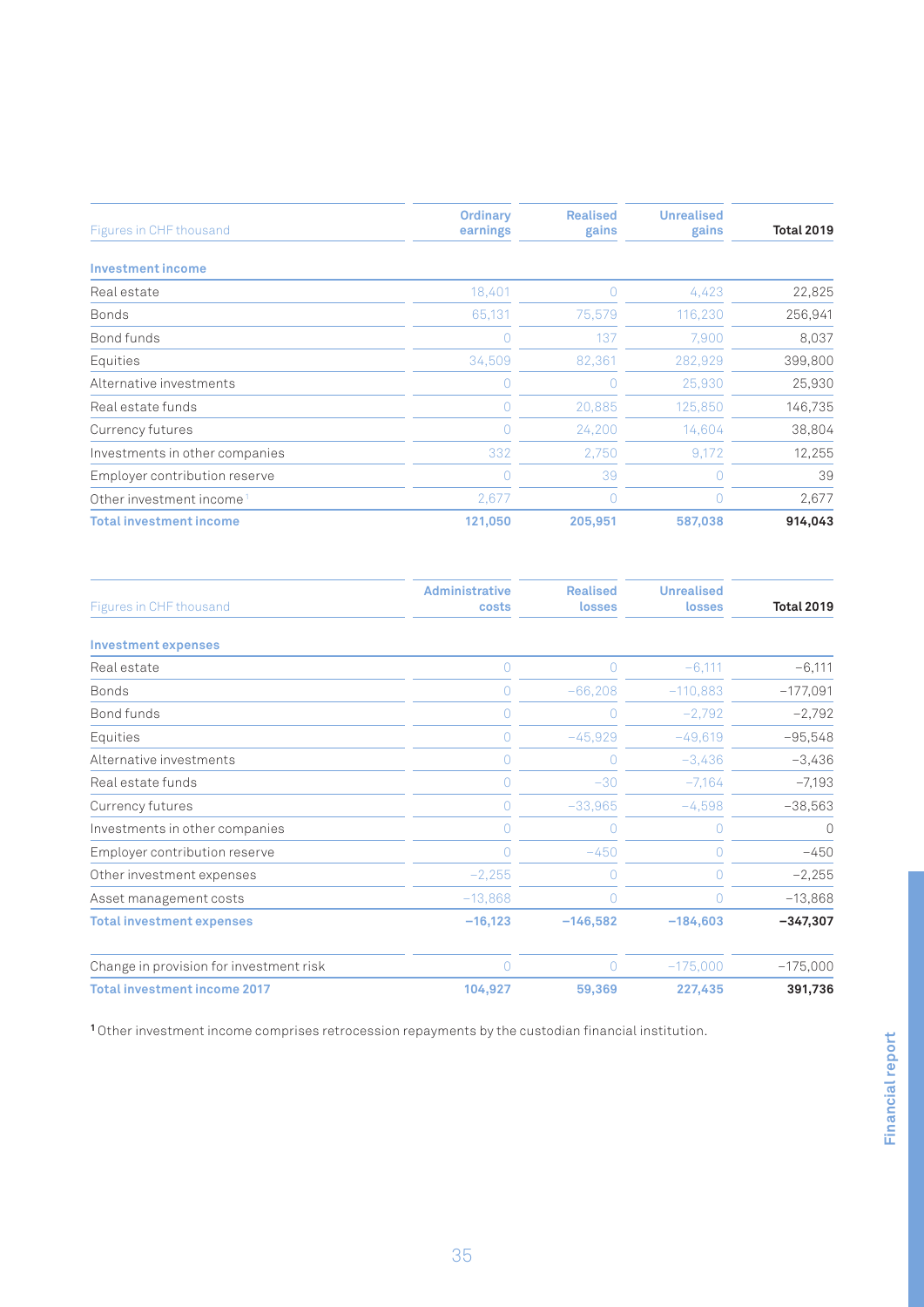| Figures in CHF thousand | Ordinary earnings | Realised gains | Unrealised gains | Total 2019 |
|---|---|---|---|---|
| **Investment income** | | | | |
| Real estate | 18,401 | 0 | 4,423 | 22,825 |
| Bonds | 65,131 | 75,579 | 116,230 | 256,941 |
| Bond funds | 0 | 137 | 7,900 | 8,037 |
| Equities | 34,509 | 82,361 | 282,929 | 399,800 |
| Alternative investments | 0 | 0 | 25,930 | 25,930 |
| Real estate funds | 0 | 20,885 | 125,850 | 146,735 |
| Currency futures | 0 | 24,200 | 14,604 | 38,804 |
| Investments in other companies | 332 | 2,750 | 9,172 | 12,255 |
| Employer contribution reserve | 0 | 39 | 0 | 39 |
| Other investment income[1] | 2,677 | 0 | 0 | 2,677 |
| **Total investment income** | **121,050** | **205,951** | **587,038** | **914,043** |

| Figures in CHF thousand | Administrative costs | Realised losses | Unrealised losses | Total 2019 |
|---|---|---|---|---|
| **Investment expenses** | | | | |
| Real estate | 0 | 0 | −6,111 | −6,111 |
| Bonds | 0 | −66,208 | −110,883 | −177,091 |
| Bond funds | 0 | 0 | −2,792 | −2,792 |
| Equities | 0 | −45,929 | −49,619 | −95,548 |
| Alternative investments | 0 | 0 | −3,436 | −3,436 |
| Real estate funds | 0 | −30 | −7,164 | −7,193 |
| Currency futures | 0 | −33,965 | −4,598 | −38,563 |
| Investments in other companies | 0 | 0 | 0 | 0 |
| Employer contribution reserve | 0 | −450 | 0 | −450 |
| Other investment expenses | −2,255 | 0 | 0 | −2,255 |
| Asset management costs | −13,868 | 0 | 0 | −13,868 |
| **Total investment expenses** | **−16,123** | **−146,582** | **−184,603** | **−347,307** |
| Change in provision for investment risk | 0 | 0 | −175,000 | −175,000 |
| **Total investment income 2017** | **104,927** | **59,369** | **227,435** | **391,736** |

[1] Other investment income comprises retrocession repayments by the custodian financial institution.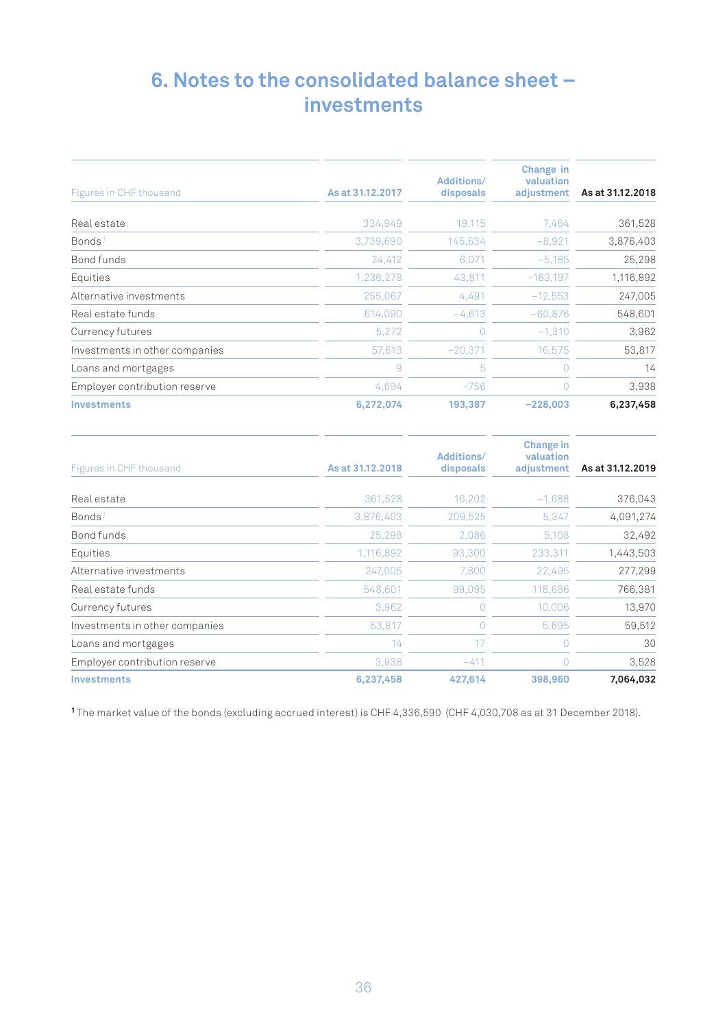# 6. Notes to the consolidated balance sheet – investments

| Figures in CHF thousand | As at 31.12.2017 | Additions/ disposals | Change in valuation adjustment | As at 31.12.2018 |
|---|---|---|---|---|
| Real estate | 334,949 | 19,115 | 7,464 | 361,528 |
| Bonds [1] | 3,739,690 | 145,634 | −8,921 | 3,876,403 |
| Bond funds | 24,412 | 6,071 | −5,185 | 25,298 |
| Equities | 1,236,278 | 43,811 | −163,197 | 1,116,892 |
| Alternative investments | 255,067 | 4,491 | −12,553 | 247,005 |
| Real estate funds | 614,090 | −4,613 | −60,876 | 548,601 |
| Currency futures | 5,272 | 0 | −1,310 | 3,962 |
| Investments in other companies | 57,613 | −20,371 | 16,575 | 53,817 |
| Loans and mortgages | 9 | 5 | 0 | 14 |
| Employer contribution reserve | 4,694 | −756 | 0 | 3,938 |
| **Investments** | **6,272,074** | **193,387** | **−228,003** | **6,237,458** |

| Figures in CHF thousand | As at 31.12.2018 | Additions/ disposals | Change in valuation adjustment | As at 31.12.2019 |
|---|---|---|---|---|
| Real estate | 361,528 | 16,202 | −1,688 | 376,043 |
| Bonds [1] | 3,876,403 | 209,525 | 5,347 | 4,091,274 |
| Bond funds | 25,298 | 2,086 | 5,108 | 32,492 |
| Equities | 1,116,892 | 93,300 | 233,311 | 1,443,503 |
| Alternative investments | 247,005 | 7,800 | 22,495 | 277,299 |
| Real estate funds | 548,601 | 99,095 | 118,686 | 766,381 |
| Currency futures | 3,962 | 0 | 10,006 | 13,970 |
| Investments in other companies | 53,817 | 0 | 5,695 | 59,512 |
| Loans and mortgages | 14 | 17 | 0 | 30 |
| Employer contribution reserve | 3,938 | −411 | 0 | 3,528 |
| **Investments** | **6,237,458** | **427,614** | **398,960** | **7,064,032** |

[1] The market value of the bonds (excluding accrued interest) is CHF 4,336,590 (CHF 4,030,708 as at 31 December 2018).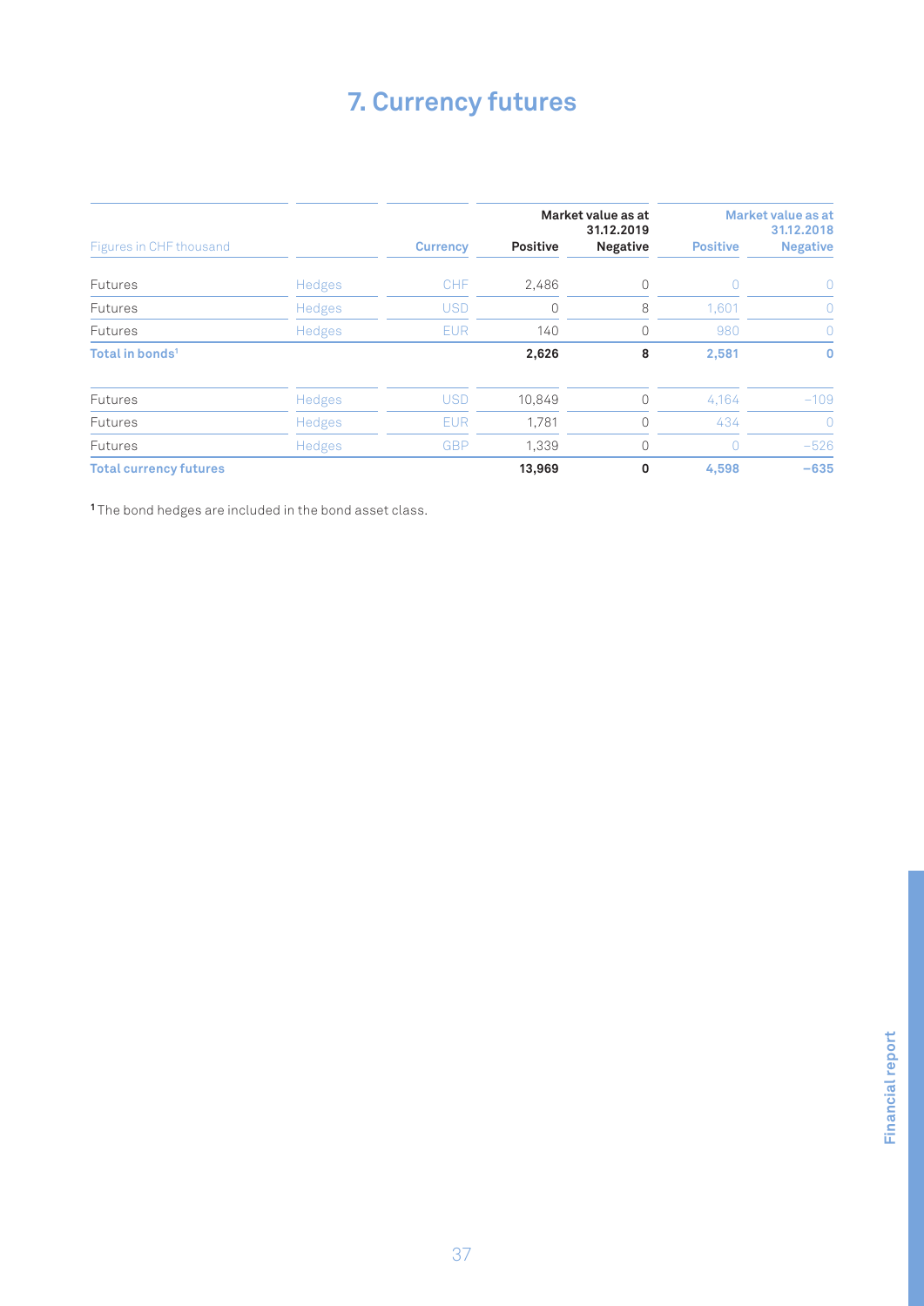# 7. Currency futures

| Figures in CHF thousand | | Currency | Market value as at 31.12.2019 | | Market value as at 31.12.2018 | |
|---|---|---|---|---|---|---|
| | | | Positive | Negative | Positive | Negative |
| Futures | Hedges | CHF | 2,486 | 0 | 0 | 0 |
| Futures | Hedges | USD | 0 | 8 | 1,601 | 0 |
| Futures | Hedges | EUR | 140 | 0 | 980 | 0 |
| **Total in bonds[1]** | | | **2,626** | **8** | **2,581** | **0** |
| Futures | Hedges | USD | 10,849 | 0 | 4,164 | −109 |
| Futures | Hedges | EUR | 1,781 | 0 | 434 | 0 |
| Futures | Hedges | GBP | 1,339 | 0 | 0 | −526 |
| **Total currency futures** | | | **13,969** | **0** | **4,598** | **−635** |

[1] The bond hedges are included in the bond asset class.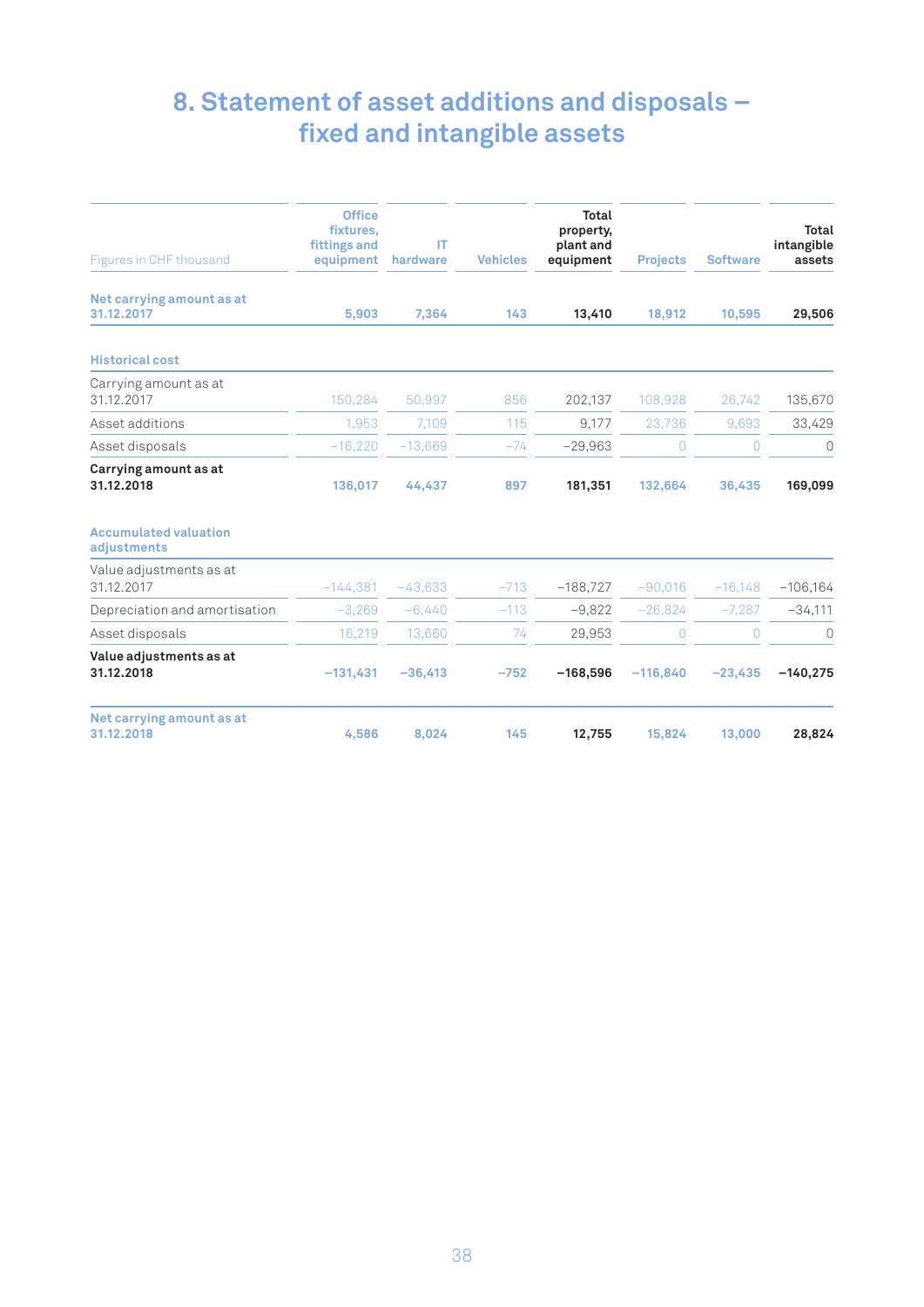# 8. Statement of asset additions and disposals – fixed and intangible assets

| Figures in CHF thousand | Office fixtures, fittings and equipment | IT hardware | Vehicles | Total property, plant and equipment | Projects | Software | Total intangible assets |
|---|---|---|---|---|---|---|---|
| **Net carrying amount as at 31.12.2017** | **5,903** | **7,364** | **143** | **13,410** | **18,912** | **10,595** | **29,506** |
| **Historical cost** | | | | | | | |
| Carrying amount as at 31.12.2017 | 150,284 | 50,997 | 856 | 202,137 | 108,928 | 26,742 | 135,670 |
| Asset additions | 1,953 | 7,109 | 115 | 9,177 | 23,736 | 9,693 | 33,429 |
| Asset disposals | −16,220 | −13,669 | −74 | −29,963 | 0 | 0 | 0 |
| **Carrying amount as at 31.12.2018** | **136,017** | **44,437** | **897** | **181,351** | **132,664** | **36,435** | **169,099** |
| **Accumulated valuation adjustments** | | | | | | | |
| Value adjustments as at 31.12.2017 | −144,381 | −43,633 | −713 | −188,727 | −90,016 | −16,148 | −106,164 |
| Depreciation and amortisation | −3,269 | −6,440 | −113 | −9,822 | −26,824 | −7,287 | −34,111 |
| Asset disposals | 16,219 | 13,660 | 74 | 29,953 | 0 | 0 | 0 |
| **Value adjustments as at 31.12.2018** | **−131,431** | **−36,413** | **−752** | **−168,596** | **−116,840** | **−23,435** | **−140,275** |
| **Net carrying amount as at 31.12.2018** | **4,586** | **8,024** | **145** | **12,755** | **15,824** | **13,000** | **28,824** |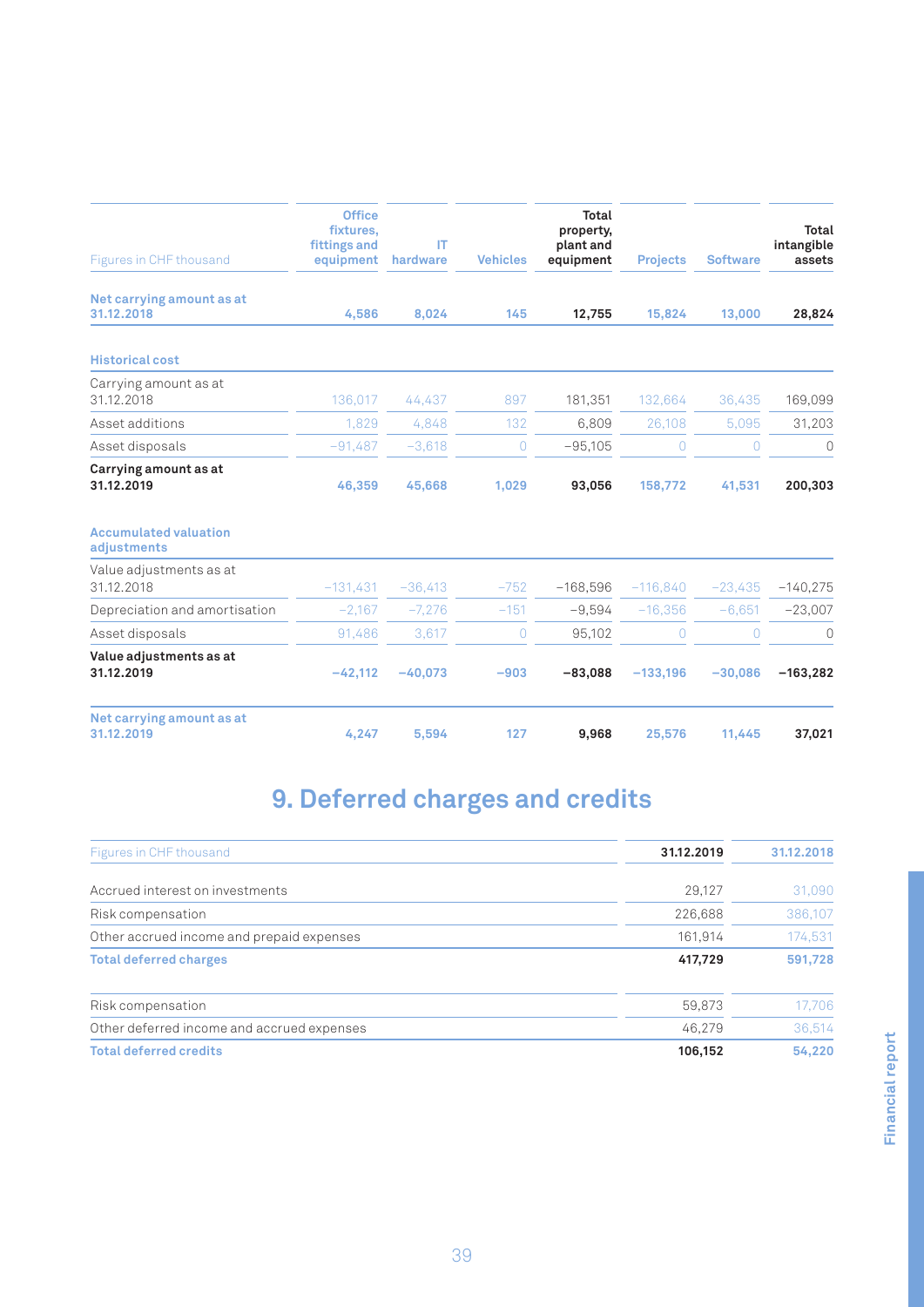| Figures in CHF thousand | Office fixtures, fittings and equipment | IT hardware | Vehicles | Total property, plant and equipment | Projects | Software | Total intangible assets |
|---|---|---|---|---|---|---|---|
| **Net carrying amount as at 31.12.2018** | **4,586** | **8,024** | **145** | **12,755** | **15,824** | **13,000** | **28,824** |
| **Historical cost** | | | | | | | |
| Carrying amount as at 31.12.2018 | 136,017 | 44,437 | 897 | 181,351 | 132,664 | 36,435 | 169,099 |
| Asset additions | 1,829 | 4,848 | 132 | 6,809 | 26,108 | 5,095 | 31,203 |
| Asset disposals | −91,487 | −3,618 | 0 | −95,105 | 0 | 0 | 0 |
| **Carrying amount as at 31.12.2019** | **46,359** | **45,668** | **1,029** | **93,056** | **158,772** | **41,531** | **200,303** |
| **Accumulated valuation adjustments** | | | | | | | |
| Value adjustments as at 31.12.2018 | −131,431 | −36,413 | −752 | −168,596 | −116,840 | −23,435 | −140,275 |
| Depreciation and amortisation | −2,167 | −7,276 | −151 | −9,594 | −16,356 | −6,651 | −23,007 |
| Asset disposals | 91,486 | 3,617 | 0 | 95,102 | 0 | 0 | 0 |
| **Value adjustments as at 31.12.2019** | **−42,112** | **−40,073** | **−903** | **−83,088** | **−133,196** | **−30,086** | **−163,282** |
| **Net carrying amount as at 31.12.2019** | **4,247** | **5,594** | **127** | **9,968** | **25,576** | **11,445** | **37,021** |

# 9. Deferred charges and credits

| Figures in CHF thousand | 31.12.2019 | 31.12.2018 |
|---|---|---|
| Accrued interest on investments | 29,127 | 31,090 |
| Risk compensation | 226,688 | 386,107 |
| Other accrued income and prepaid expenses | 161,914 | 174,531 |
| **Total deferred charges** | **417,729** | **591,728** |
| Risk compensation | 59,873 | 17,706 |
| Other deferred income and accrued expenses | 46,279 | 36,514 |
| **Total deferred credits** | **106,152** | **54,220** |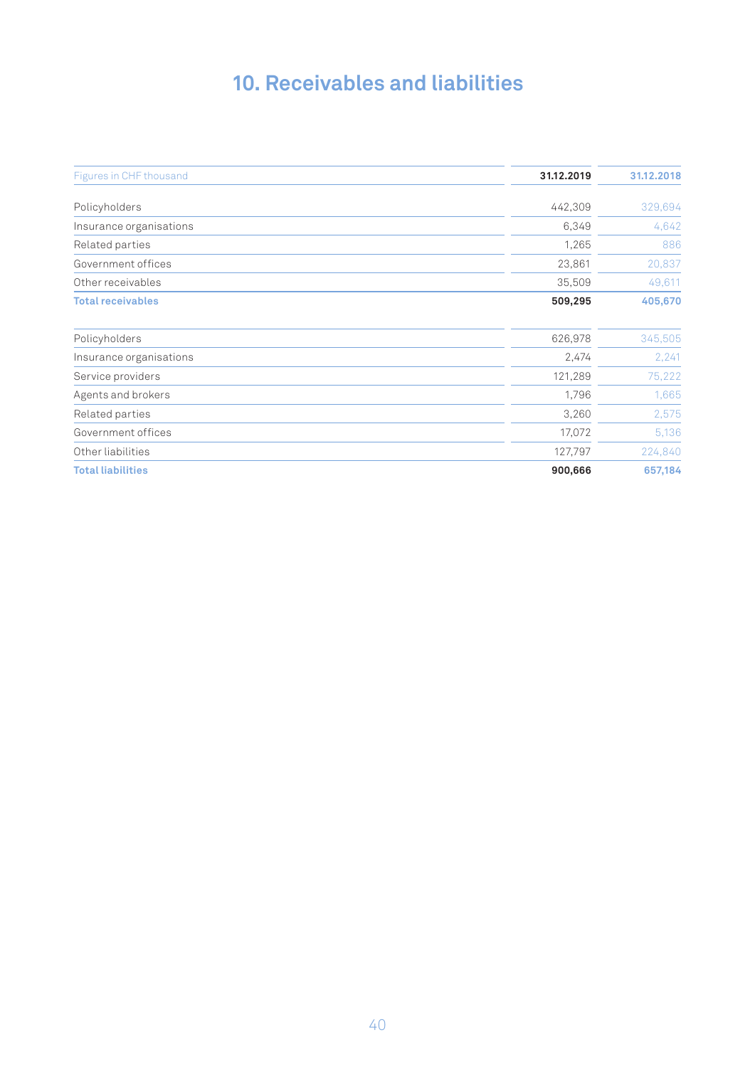# 10. Receivables and liabilities

| Figures in CHF thousand | 31.12.2019 | 31.12.2018 |
|---|---|---|
| Policyholders | 442,309 | 329,694 |
| Insurance organisations | 6,349 | 4,642 |
| Related parties | 1,265 | 886 |
| Government offices | 23,861 | 20,837 |
| Other receivables | 35,509 | 49,611 |
| **Total receivables** | **509,295** | **405,670** |
| | | |
| Policyholders | 626,978 | 345,505 |
| Insurance organisations | 2,474 | 2,241 |
| Service providers | 121,289 | 75,222 |
| Agents and brokers | 1,796 | 1,665 |
| Related parties | 3,260 | 2,575 |
| Government offices | 17,072 | 5,136 |
| Other liabilities | 127,797 | 224,840 |
| **Total liabilities** | **900,666** | **657,184** |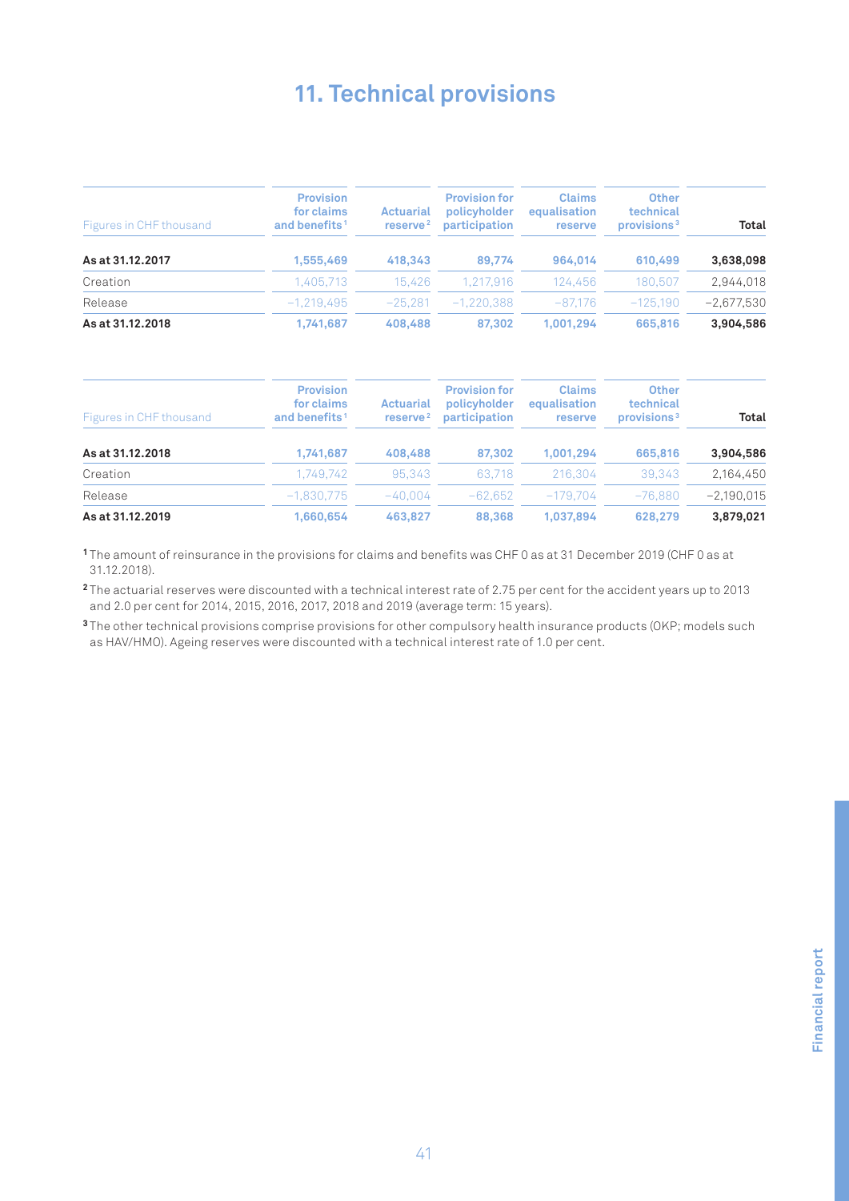# 11. Technical provisions

| Figures in CHF thousand | Provision for claims and benefits[1] | Actuarial reserve[2] | Provision for policyholder participation | Claims equalisation reserve | Other technical provisions[3] | Total |
|---|---|---|---|---|---|---|
| **As at 31.12.2017** | **1,555,469** | **418,343** | **89,774** | **964,014** | **610,499** | **3,638,098** |
| Creation | 1,405,713 | 15,426 | 1,217,916 | 124,456 | 180,507 | 2,944,018 |
| Release | −1,219,495 | −25,281 | −1,220,388 | −87,176 | −125,190 | −2,677,530 |
| **As at 31.12.2018** | **1,741,687** | **408,488** | **87,302** | **1,001,294** | **665,816** | **3,904,586** |

| Figures in CHF thousand | Provision for claims and benefits[1] | Actuarial reserve[2] | Provision for policyholder participation | Claims equalisation reserve | Other technical provisions[3] | Total |
|---|---|---|---|---|---|---|
| **As at 31.12.2018** | **1,741,687** | **408,488** | **87,302** | **1,001,294** | **665,816** | **3,904,586** |
| Creation | 1,749,742 | 95,343 | 63,718 | 216,304 | 39,343 | 2,164,450 |
| Release | −1,830,775 | −40,004 | −62,652 | −179,704 | −76,880 | −2,190,015 |
| **As at 31.12.2019** | **1,660,654** | **463,827** | **88,368** | **1,037,894** | **628,279** | **3,879,021** |

[1] The amount of reinsurance in the provisions for claims and benefits was CHF 0 as at 31 December 2019 (CHF 0 as at 31.12.2018).

[2] The actuarial reserves were discounted with a technical interest rate of 2.75 per cent for the accident years up to 2013 and 2.0 per cent for 2014, 2015, 2016, 2017, 2018 and 2019 (average term: 15 years).

[3] The other technical provisions comprise provisions for other compulsory health insurance products (OKP; models such as HAV/HMO). Ageing reserves were discounted with a technical interest rate of 1.0 per cent.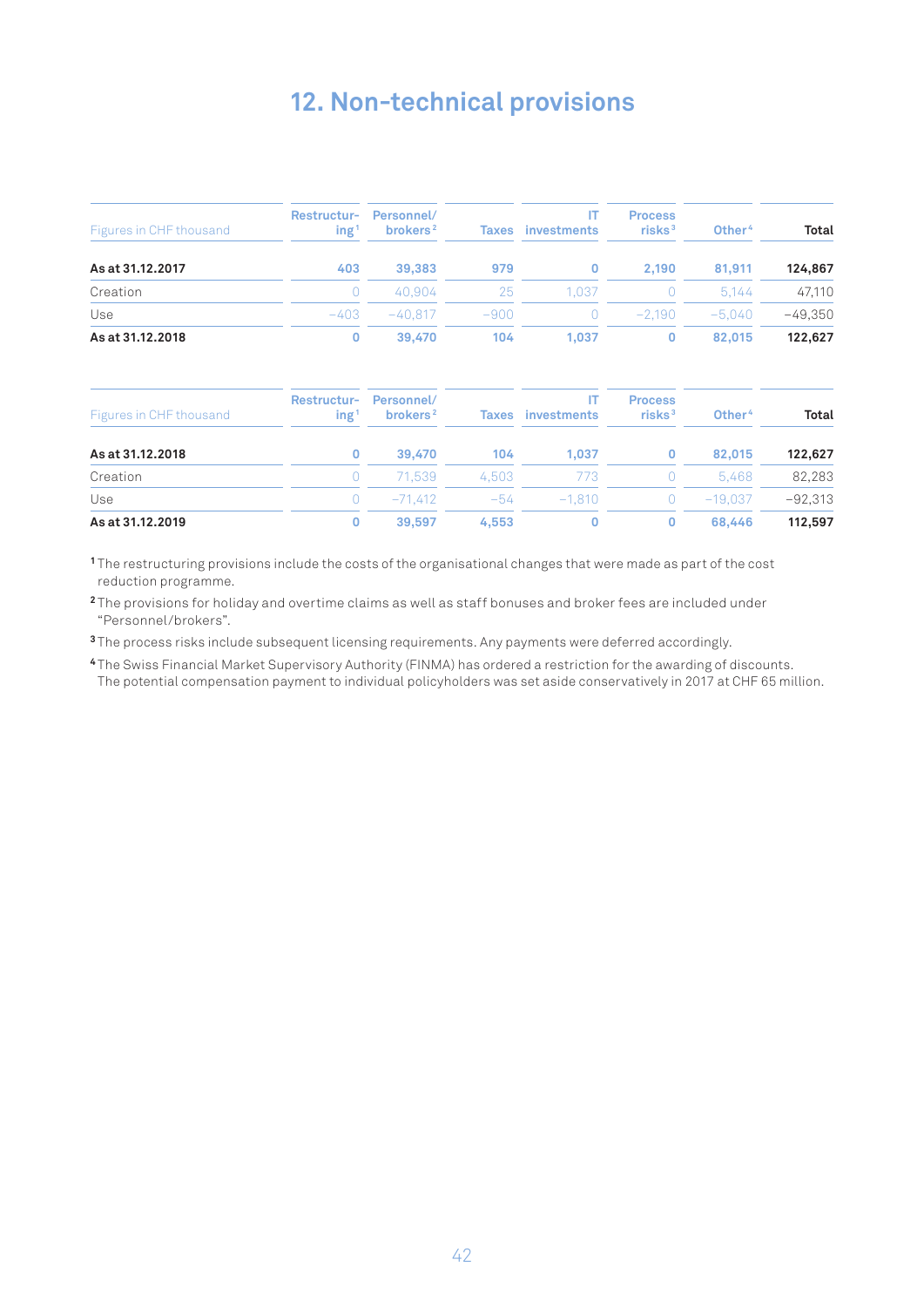# 12. Non-technical provisions

| Figures in CHF thousand | Restructuring[1] | Personnel/ brokers[2] | Taxes | IT investments | Process risks[3] | Other[4] | Total |
|---|---|---|---|---|---|---|---|
| **As at 31.12.2017** | **403** | **39,383** | **979** | **0** | **2,190** | **81,911** | **124,867** |
| Creation | 0 | 40,904 | 25 | 1,037 | 0 | 5,144 | 47,110 |
| Use | –403 | –40,817 | –900 | 0 | –2,190 | –5,040 | –49,350 |
| **As at 31.12.2018** | **0** | **39,470** | **104** | **1,037** | **0** | **82,015** | **122,627** |

| Figures in CHF thousand | Restructuring[1] | Personnel/ brokers[2] | Taxes | IT investments | Process risks[3] | Other[4] | Total |
|---|---|---|---|---|---|---|---|
| **As at 31.12.2018** | **0** | **39,470** | **104** | **1,037** | **0** | **82,015** | **122,627** |
| Creation | 0 | 71,539 | 4,503 | 773 | 0 | 5,468 | 82,283 |
| Use | 0 | –71,412 | –54 | –1,810 | 0 | –19,037 | –92,313 |
| **As at 31.12.2019** | **0** | **39,597** | **4,553** | **0** | **0** | **68,446** | **112,597** |

[1] The restructuring provisions include the costs of the organisational changes that were made as part of the cost reduction programme.

[2] The provisions for holiday and overtime claims as well as staff bonuses and broker fees are included under "Personnel/brokers".

[3] The process risks include subsequent licensing requirements. Any payments were deferred accordingly.

[4] The Swiss Financial Market Supervisory Authority (FINMA) has ordered a restriction for the awarding of discounts. The potential compensation payment to individual policyholders was set aside conservatively in 2017 at CHF 65 million.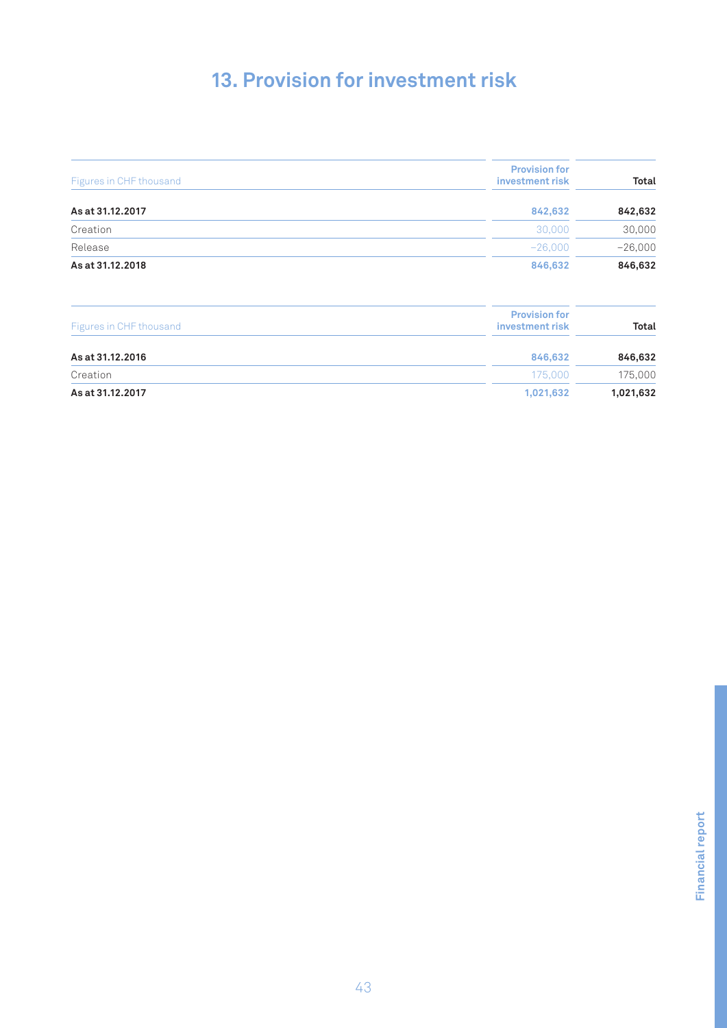# 13. Provision for investment risk

| Figures in CHF thousand | Provision for investment risk | Total |
|---|---|---|
| **As at 31.12.2017** | **842,632** | **842,632** |
| Creation | 30,000 | 30,000 |
| Release | −26,000 | −26,000 |
| **As at 31.12.2018** | **846,632** | **846,632** |

| Figures in CHF thousand | Provision for investment risk | Total |
|---|---|---|
| **As at 31.12.2016** | **846,632** | **846,632** |
| Creation | 175,000 | 175,000 |
| **As at 31.12.2017** | **1,021,632** | **1,021,632** |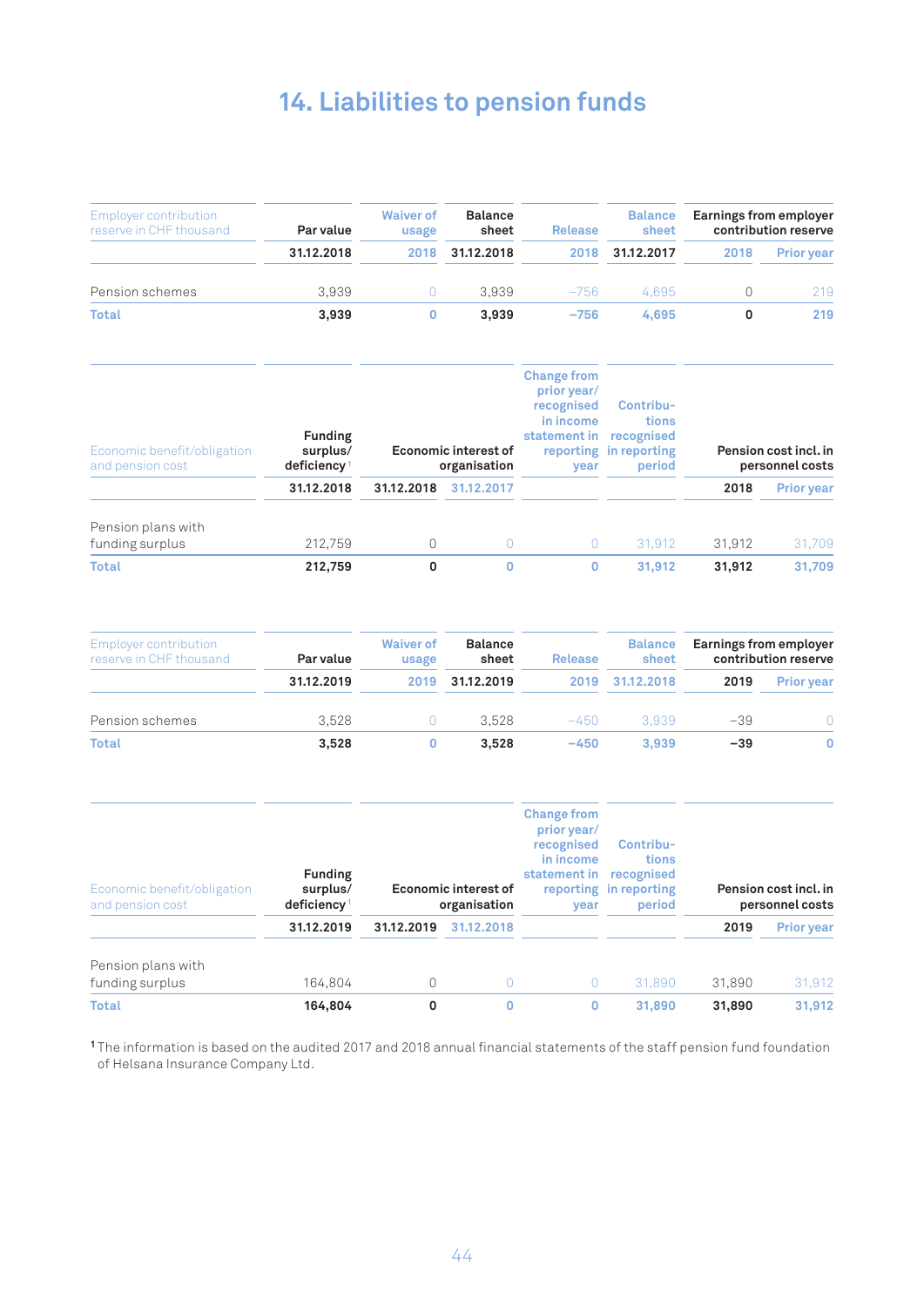# 14. Liabilities to pension funds

| Employer contribution reserve in CHF thousand | Par value | Waiver of usage | Balance sheet | Release | Balance sheet | Earnings from employer contribution reserve | |
|---|---|---|---|---|---|---|---|
| | 31.12.2018 | 2018 | 31.12.2018 | 2018 | 31.12.2017 | 2018 | Prior year |
| Pension schemes | 3,939 | 0 | 3,939 | –756 | 4,695 | 0 | 219 |
| **Total** | **3,939** | **0** | **3,939** | **–756** | **4,695** | **0** | **219** |

| Economic benefit/obligation and pension cost | Funding surplus/ deficiency[1] | Economic interest of organisation | | Change from prior year/ recognised in income statement in reporting year | Contributions recognised in reporting period | Pension cost incl. in personnel costs | |
|---|---|---|---|---|---|---|---|
| | 31.12.2018 | 31.12.2018 | 31.12.2017 | | | 2018 | Prior year |
| Pension plans with funding surplus | 212,759 | 0 | 0 | 0 | 31,912 | 31,912 | 31,709 |
| **Total** | **212,759** | **0** | **0** | **0** | **31,912** | **31,912** | **31,709** |

| Employer contribution reserve in CHF thousand | Par value | Waiver of usage | Balance sheet | Release | Balance sheet | Earnings from employer contribution reserve | |
|---|---|---|---|---|---|---|---|
| | 31.12.2019 | 2019 | 31.12.2019 | 2019 | 31.12.2018 | 2019 | Prior year |
| Pension schemes | 3,528 | 0 | 3,528 | –450 | 3,939 | –39 | 0 |
| **Total** | **3,528** | **0** | **3,528** | **–450** | **3,939** | **–39** | **0** |

| Economic benefit/obligation and pension cost | Funding surplus/ deficiency[1] | Economic interest of organisation | | Change from prior year/ recognised in income statement in reporting year | Contributions recognised in reporting period | Pension cost incl. in personnel costs | |
|---|---|---|---|---|---|---|---|
| | 31.12.2019 | 31.12.2019 | 31.12.2018 | | | 2019 | Prior year |
| Pension plans with funding surplus | 164,804 | 0 | 0 | 0 | 31,890 | 31,890 | 31,912 |
| **Total** | **164,804** | **0** | **0** | **0** | **31,890** | **31,890** | **31,912** |

[1] The information is based on the audited 2017 and 2018 annual financial statements of the staff pension fund foundation of Helsana Insurance Company Ltd.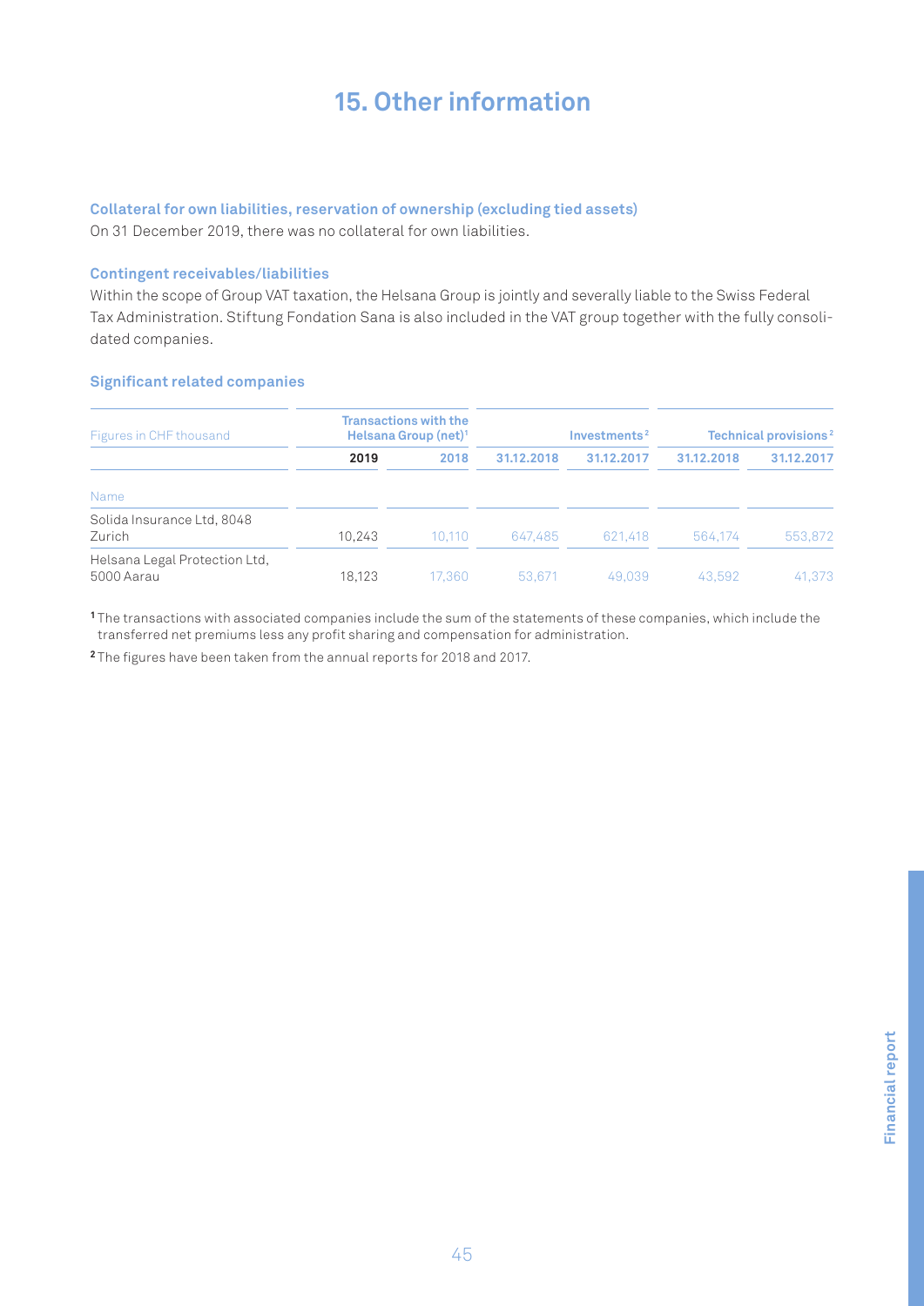# 15. Other information

### Collateral for own liabilities, reservation of ownership (excluding tied assets)

On 31 December 2019, there was no collateral for own liabilities.

### Contingent receivables/liabilities

Within the scope of Group VAT taxation, the Helsana Group is jointly and severally liable to the Swiss Federal Tax Administration. Stiftung Fondation Sana is also included in the VAT group together with the fully consolidated companies.

### Significant related companies

| Figures in CHF thousand | Transactions with the Helsana Group (net)[1] | | Investments[2] | | Technical provisions[2] | |
|---|---|---|---|---|---|---|
| | **2019** | 2018 | 31.12.2018 | 31.12.2017 | 31.12.2018 | 31.12.2017 |
| Name | | | | | | |
| Solida Insurance Ltd, 8048 Zurich | 10,243 | 10,110 | 647,485 | 621,418 | 564,174 | 553,872 |
| Helsana Legal Protection Ltd, 5000 Aarau | 18,123 | 17,360 | 53,671 | 49,039 | 43,592 | 41,373 |

[1] The transactions with associated companies include the sum of the statements of these companies, which include the transferred net premiums less any profit sharing and compensation for administration.

[2] The figures have been taken from the annual reports for 2018 and 2017.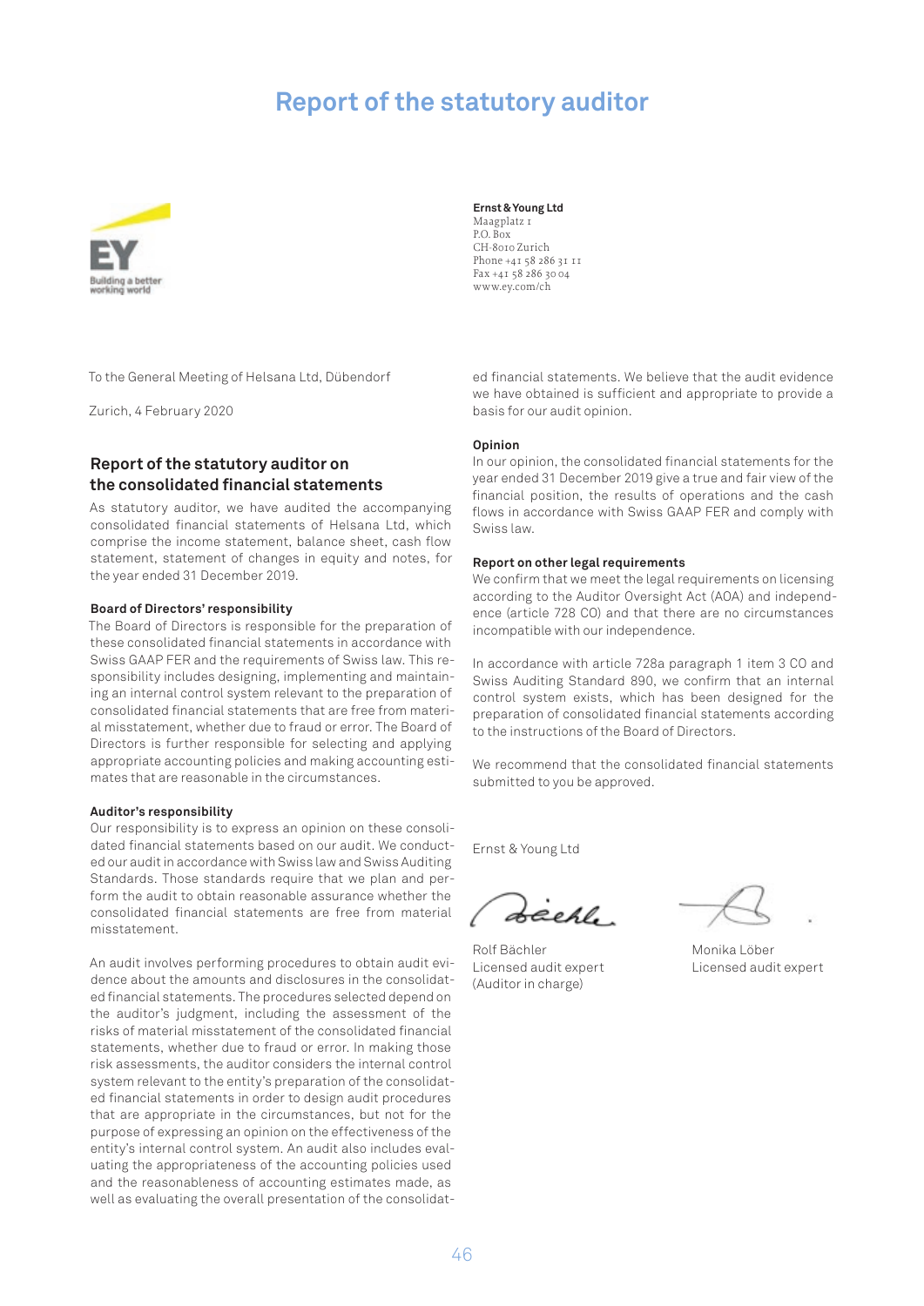# Report of the statutory auditor

**Ernst & Young Ltd**
Maagplatz 1
P.O. Box
CH-8010 Zurich
Phone +41 58 286 31 11
Fax +41 58 286 30 04
www.ey.com/ch

To the General Meeting of Helsana Ltd, Dübendorf

Zurich, 4 February 2020

## Report of the statutory auditor on the consolidated financial statements

As statutory auditor, we have audited the accompanying consolidated financial statements of Helsana Ltd, which comprise the income statement, balance sheet, cash flow statement, statement of changes in equity and notes, for the year ended 31 December 2019.

**Board of Directors' responsibility**
The Board of Directors is responsible for the preparation of these consolidated financial statements in accordance with Swiss GAAP FER and the requirements of Swiss law. This responsibility includes designing, implementing and maintaining an internal control system relevant to the preparation of consolidated financial statements that are free from material misstatement, whether due to fraud or error. The Board of Directors is further responsible for selecting and applying appropriate accounting policies and making accounting estimates that are reasonable in the circumstances.

**Auditor's responsibility**
Our responsibility is to express an opinion on these consolidated financial statements based on our audit. We conducted our audit in accordance with Swiss law and Swiss Auditing Standards. Those standards require that we plan and perform the audit to obtain reasonable assurance whether the consolidated financial statements are free from material misstatement.

An audit involves performing procedures to obtain audit evidence about the amounts and disclosures in the consolidated financial statements. The procedures selected depend on the auditor's judgment, including the assessment of the risks of material misstatement of the consolidated financial statements, whether due to fraud or error. In making those risk assessments, the auditor considers the internal control system relevant to the entity's preparation of the consolidated financial statements in order to design audit procedures that are appropriate in the circumstances, but not for the purpose of expressing an opinion on the effectiveness of the entity's internal control system. An audit also includes evaluating the appropriateness of the accounting policies used and the reasonableness of accounting estimates made, as well as evaluating the overall presentation of the consolidated financial statements. We believe that the audit evidence we have obtained is sufficient and appropriate to provide a basis for our audit opinion.

**Opinion**
In our opinion, the consolidated financial statements for the year ended 31 December 2019 give a true and fair view of the financial position, the results of operations and the cash flows in accordance with Swiss GAAP FER and comply with Swiss law.

**Report on other legal requirements**
We confirm that we meet the legal requirements on licensing according to the Auditor Oversight Act (AOA) and independence (article 728 CO) and that there are no circumstances incompatible with our independence.

In accordance with article 728a paragraph 1 item 3 CO and Swiss Auditing Standard 890, we confirm that an internal control system exists, which has been designed for the preparation of consolidated financial statements according to the instructions of the Board of Directors.

We recommend that the consolidated financial statements submitted to you be approved.

Ernst & Young Ltd

Rolf Bächler
Licensed audit expert
(Auditor in charge)

Monika Löber
Licensed audit expert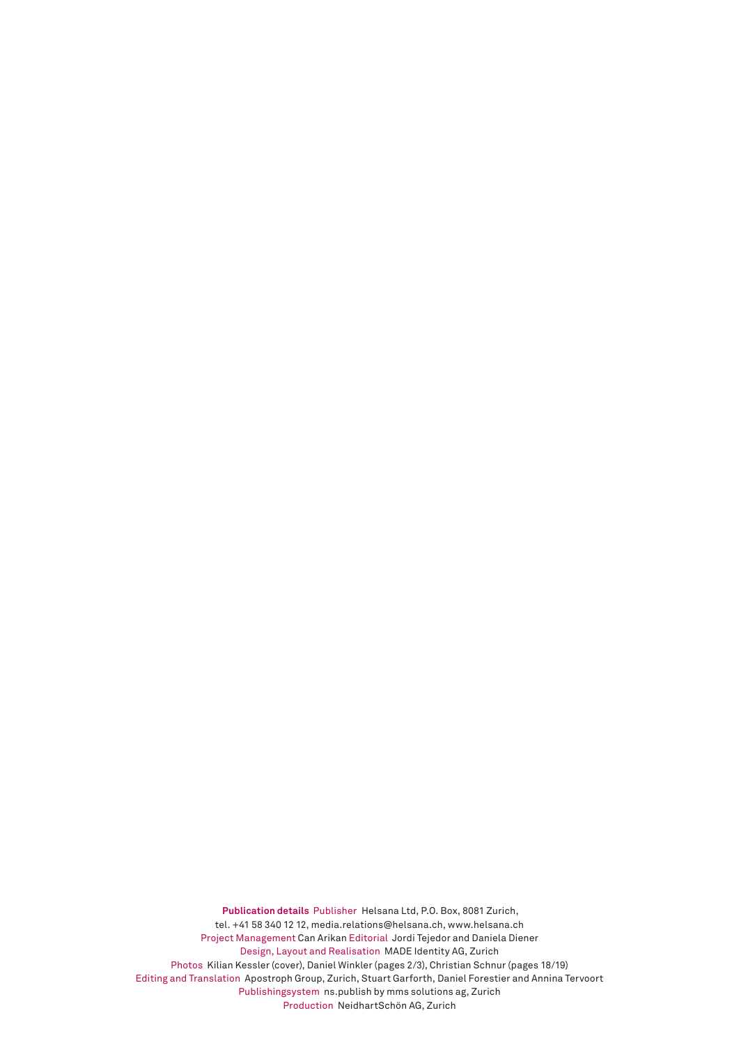**Publication details** Publisher Helsana Ltd, P.O. Box, 8081 Zurich, tel. +41 58 340 12 12, media.relations@helsana.ch, www.helsana.ch
Project Management Can Arikan Editorial Jordi Tejedor and Daniela Diener
Design, Layout and Realisation MADE Identity AG, Zurich
Photos Kilian Kessler (cover), Daniel Winkler (pages 2/3), Christian Schnur (pages 18/19)
Editing and Translation Apostroph Group, Zurich, Stuart Garforth, Daniel Forestier and Annina Tervoort
Publishingsystem ns.publish by mms solutions ag, Zurich
Production NeidhartSchön AG, Zurich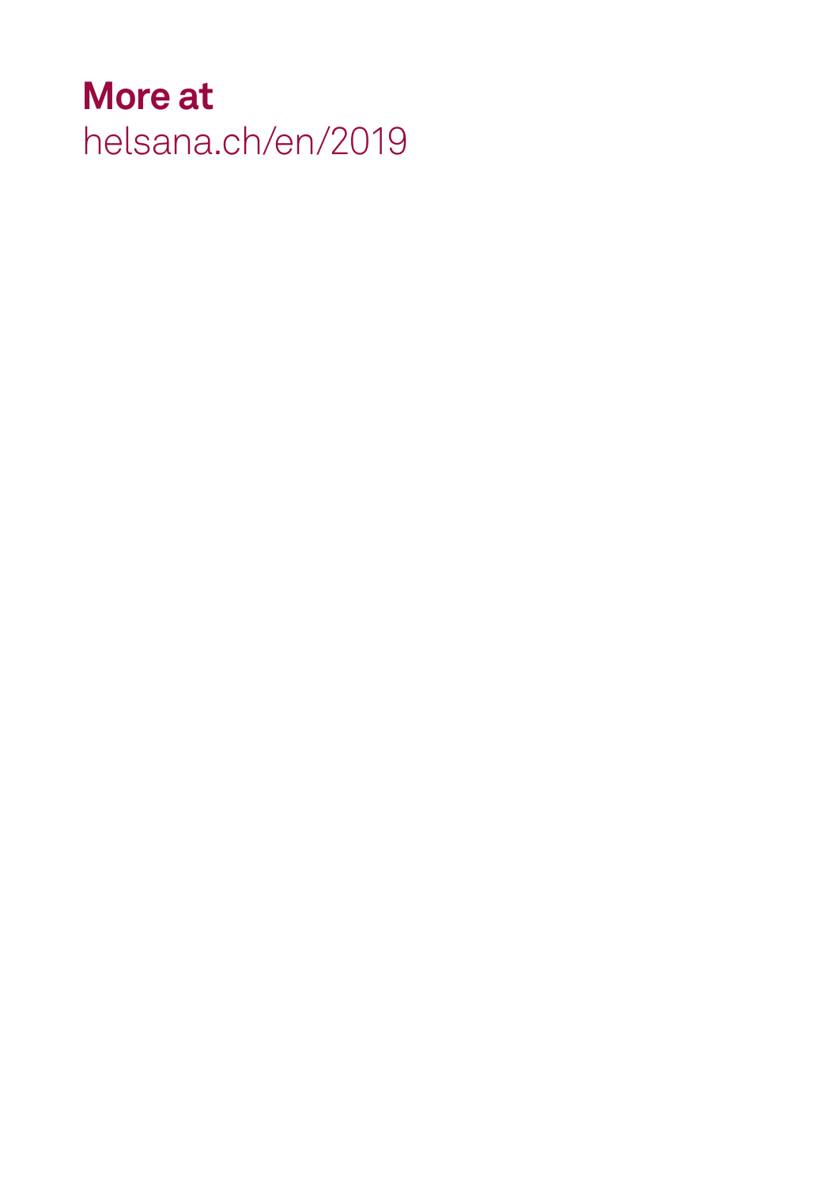**More at**
helsana.ch/en/2019